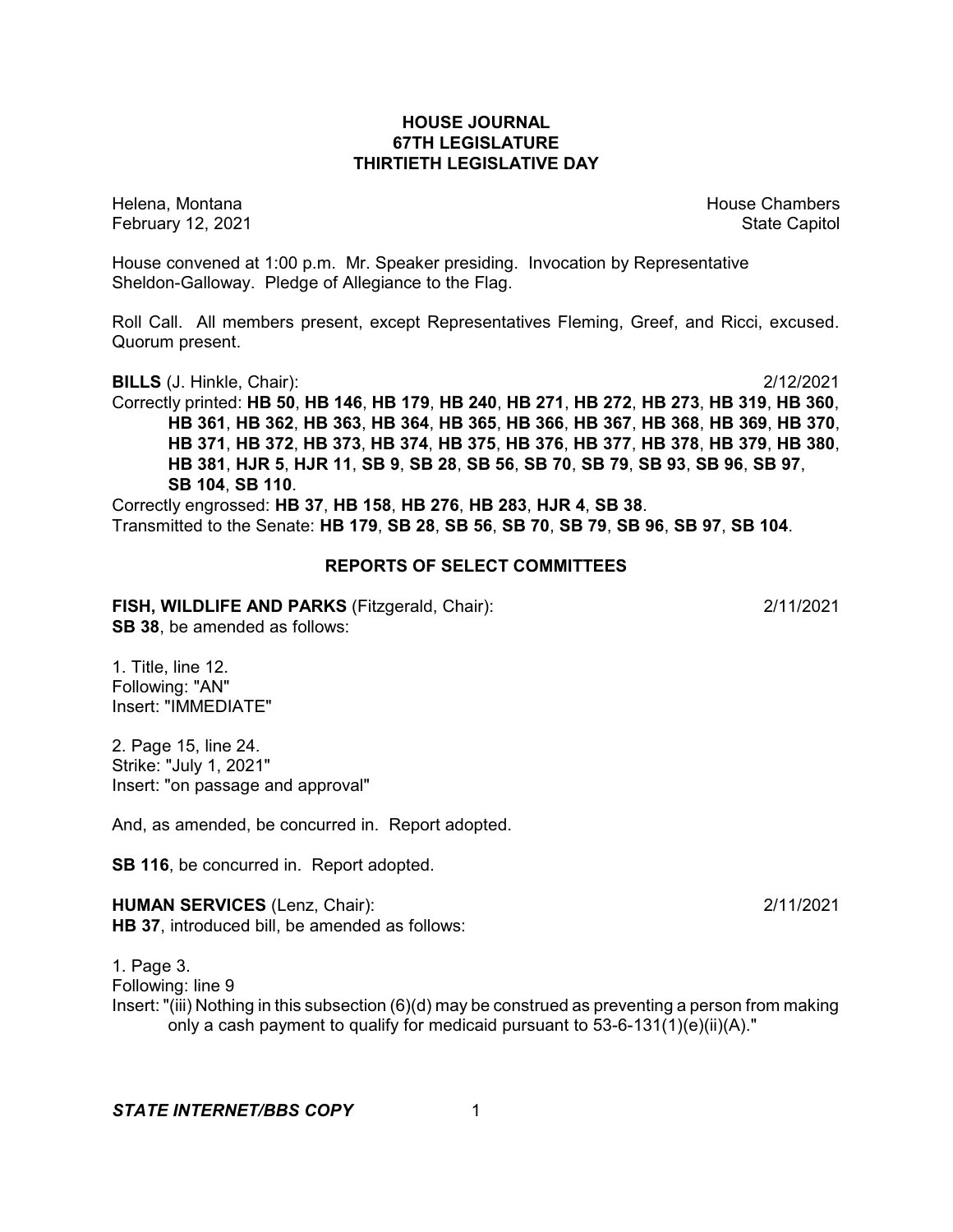# HOUSE JOURNAL
## 67TH LEGISLATURE
## THIRTIETH LEGISLATIVE DAY

Helena, Montana                                                                                    House Chambers
February 12, 2021                                                                                      State Capitol

House convened at 1:00 p.m. Mr. Speaker presiding. Invocation by Representative Sheldon-Galloway. Pledge of Allegiance to the Flag.

Roll Call. All members present, except Representatives Fleming, Greef, and Ricci, excused. Quorum present.

**BILLS** (J. Hinkle, Chair): 2/12/2021

Correctly printed: **HB 50**, **HB 146**, **HB 179**, **HB 240**, **HB 271**, **HB 272**, **HB 273**, **HB 319**, **HB 360**, **HB 361**, **HB 362**, **HB 363**, **HB 364**, **HB 365**, **HB 366**, **HB 367**, **HB 368**, **HB 369**, **HB 370**, **HB 371**, **HB 372**, **HB 373**, **HB 374**, **HB 375**, **HB 376**, **HB 377**, **HB 378**, **HB 379**, **HB 380**, **HB 381**, **HJR 5**, **HJR 11**, **SB 9**, **SB 28**, **SB 56**, **SB 70**, **SB 79**, **SB 93**, **SB 96**, **SB 97**, **SB 104**, **SB 110**.

Correctly engrossed: **HB 37**, **HB 158**, **HB 276**, **HB 283**, **HJR 4**, **SB 38**.

Transmitted to the Senate: **HB 179**, **SB 28**, **SB 56**, **SB 70**, **SB 79**, **SB 96**, **SB 97**, **SB 104**.

## REPORTS OF SELECT COMMITTEES

**FISH, WILDLIFE AND PARKS** (Fitzgerald, Chair): 2/11/2021

**SB 38**, be amended as follows:

1. Title, line 12.
Following: "AN"
Insert: "IMMEDIATE"

2. Page 15, line 24.
Strike: "July 1, 2021"
Insert: "on passage and approval"

And, as amended, be concurred in. Report adopted.

**SB 116**, be concurred in. Report adopted.

**HUMAN SERVICES** (Lenz, Chair): 2/11/2021

**HB 37**, introduced bill, be amended as follows:

1. Page 3.
Following: line 9
Insert: "(iii) Nothing in this subsection (6)(d) may be construed as preventing a person from making only a cash payment to qualify for medicaid pursuant to 53-6-131(1)(e)(ii)(A)."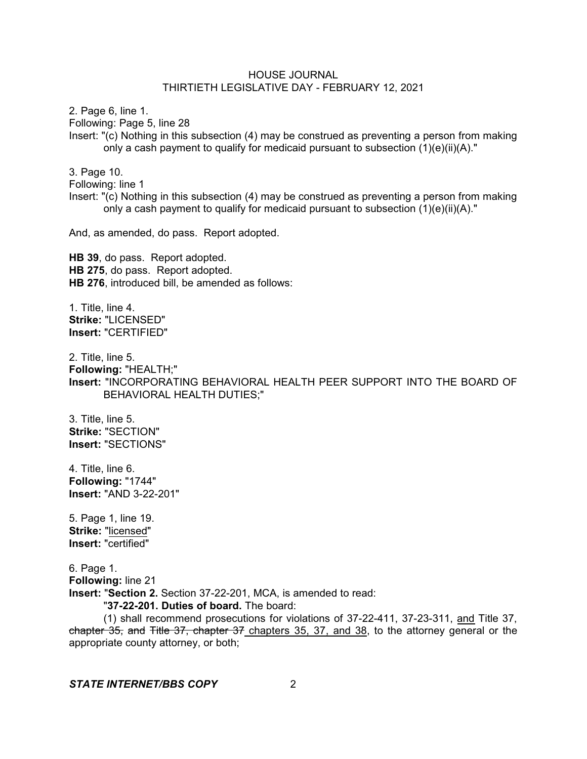2. Page 6, line 1.

Following: Page 5, line 28

Insert: "(c) Nothing in this subsection (4) may be construed as preventing a person from making only a cash payment to qualify for medicaid pursuant to subsection (1)(e)(ii)(A)."

3. Page 10.

Following: line 1

Insert: "(c) Nothing in this subsection (4) may be construed as preventing a person from making only a cash payment to qualify for medicaid pursuant to subsection (1)(e)(ii)(A)."

And, as amended, do pass. Report adopted.

**HB 39**, do pass. Report adopted.
**HB 275**, do pass. Report adopted.
**HB 276**, introduced bill, be amended as follows:

1. Title, line 4.
**Strike:** "LICENSED"
**Insert:** "CERTIFIED"

2. Title, line 5.
**Following:** "HEALTH;"
**Insert:** "INCORPORATING BEHAVIORAL HEALTH PEER SUPPORT INTO THE BOARD OF BEHAVIORAL HEALTH DUTIES;"

3. Title, line 5.
**Strike:** "SECTION"
**Insert:** "SECTIONS"

4. Title, line 6.
**Following:** "1744"
**Insert:** "AND 3-22-201"

5. Page 1, line 19.
**Strike:** "<u>licensed</u>"
**Insert:** "certified"

6. Page 1.
**Following:** line 21
**Insert:** "**Section 2.** Section 37-22-201, MCA, is amended to read:

"**37-22-201. Duties of board.** The board:

(1) shall recommend prosecutions for violations of 37-22-411, 37-23-311, <u>and</u> Title 37, ~~chapter 35, and~~ ~~Title 37, chapter 37~~ <u>chapters 35, 37, and 38</u>, to the attorney general or the appropriate county attorney, or both;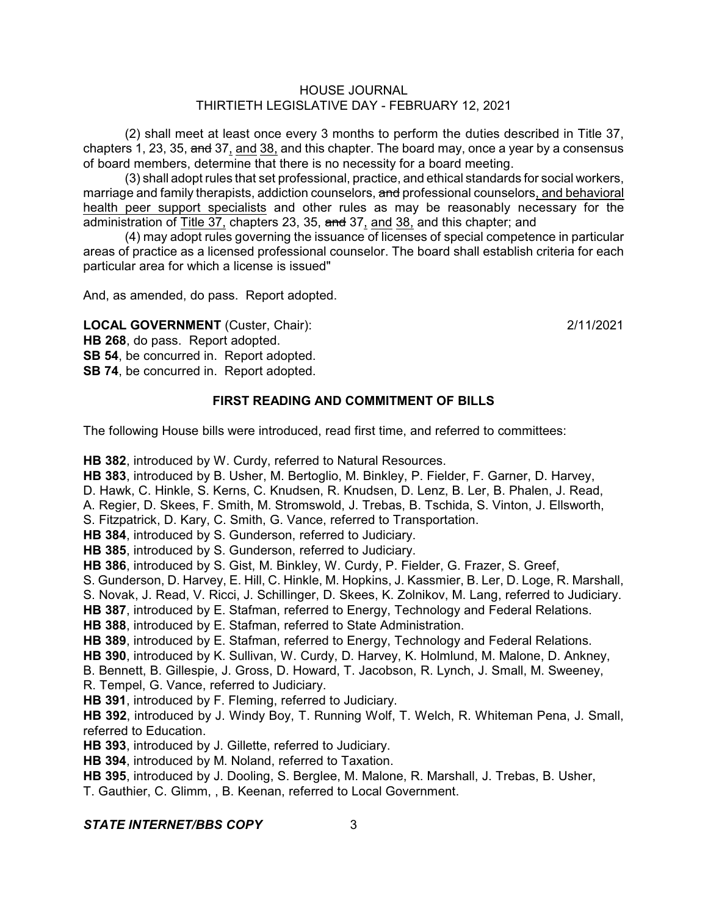(2) shall meet at least once every 3 months to perform the duties described in Title 37, chapters 1, 23, 35, ~~and~~ 37, and 38, and this chapter. The board may, once a year by a consensus of board members, determine that there is no necessity for a board meeting.

(3) shall adopt rules that set professional, practice, and ethical standards for social workers, marriage and family therapists, addiction counselors, ~~and~~ professional counselors, and behavioral health peer support specialists and other rules as may be reasonably necessary for the administration of Title 37, chapters 23, 35, ~~and~~ 37, and 38, and this chapter; and

(4) may adopt rules governing the issuance of licenses of special competence in particular areas of practice as a licensed professional counselor. The board shall establish criteria for each particular area for which a license is issued"

And, as amended, do pass. Report adopted.

**LOCAL GOVERNMENT** (Custer, Chair): 2/11/2021

**HB 268**, do pass. Report adopted.
**SB 54**, be concurred in. Report adopted.
**SB 74**, be concurred in. Report adopted.

## FIRST READING AND COMMITMENT OF BILLS

The following House bills were introduced, read first time, and referred to committees:

**HB 382**, introduced by W. Curdy, referred to Natural Resources.
**HB 383**, introduced by B. Usher, M. Bertoglio, M. Binkley, P. Fielder, F. Garner, D. Harvey, D. Hawk, C. Hinkle, S. Kerns, C. Knudsen, R. Knudsen, D. Lenz, B. Ler, B. Phalen, J. Read, A. Regier, D. Skees, F. Smith, M. Stromswold, J. Trebas, B. Tschida, S. Vinton, J. Ellsworth, S. Fitzpatrick, D. Kary, C. Smith, G. Vance, referred to Transportation.
**HB 384**, introduced by S. Gunderson, referred to Judiciary.
**HB 385**, introduced by S. Gunderson, referred to Judiciary.
**HB 386**, introduced by S. Gist, M. Binkley, W. Curdy, P. Fielder, G. Frazer, S. Greef, S. Gunderson, D. Harvey, E. Hill, C. Hinkle, M. Hopkins, J. Kassmier, B. Ler, D. Loge, R. Marshall, S. Novak, J. Read, V. Ricci, J. Schillinger, D. Skees, K. Zolnikov, M. Lang, referred to Judiciary.
**HB 387**, introduced by E. Stafman, referred to Energy, Technology and Federal Relations.
**HB 388**, introduced by E. Stafman, referred to State Administration.
**HB 389**, introduced by E. Stafman, referred to Energy, Technology and Federal Relations.
**HB 390**, introduced by K. Sullivan, W. Curdy, D. Harvey, K. Holmlund, M. Malone, D. Ankney, B. Bennett, B. Gillespie, J. Gross, D. Howard, T. Jacobson, R. Lynch, J. Small, M. Sweeney, R. Tempel, G. Vance, referred to Judiciary.
**HB 391**, introduced by F. Fleming, referred to Judiciary.
**HB 392**, introduced by J. Windy Boy, T. Running Wolf, T. Welch, R. Whiteman Pena, J. Small, referred to Education.
**HB 393**, introduced by J. Gillette, referred to Judiciary.
**HB 394**, introduced by M. Noland, referred to Taxation.
**HB 395**, introduced by J. Dooling, S. Berglee, M. Malone, R. Marshall, J. Trebas, B. Usher, T. Gauthier, C. Glimm, , B. Keenan, referred to Local Government.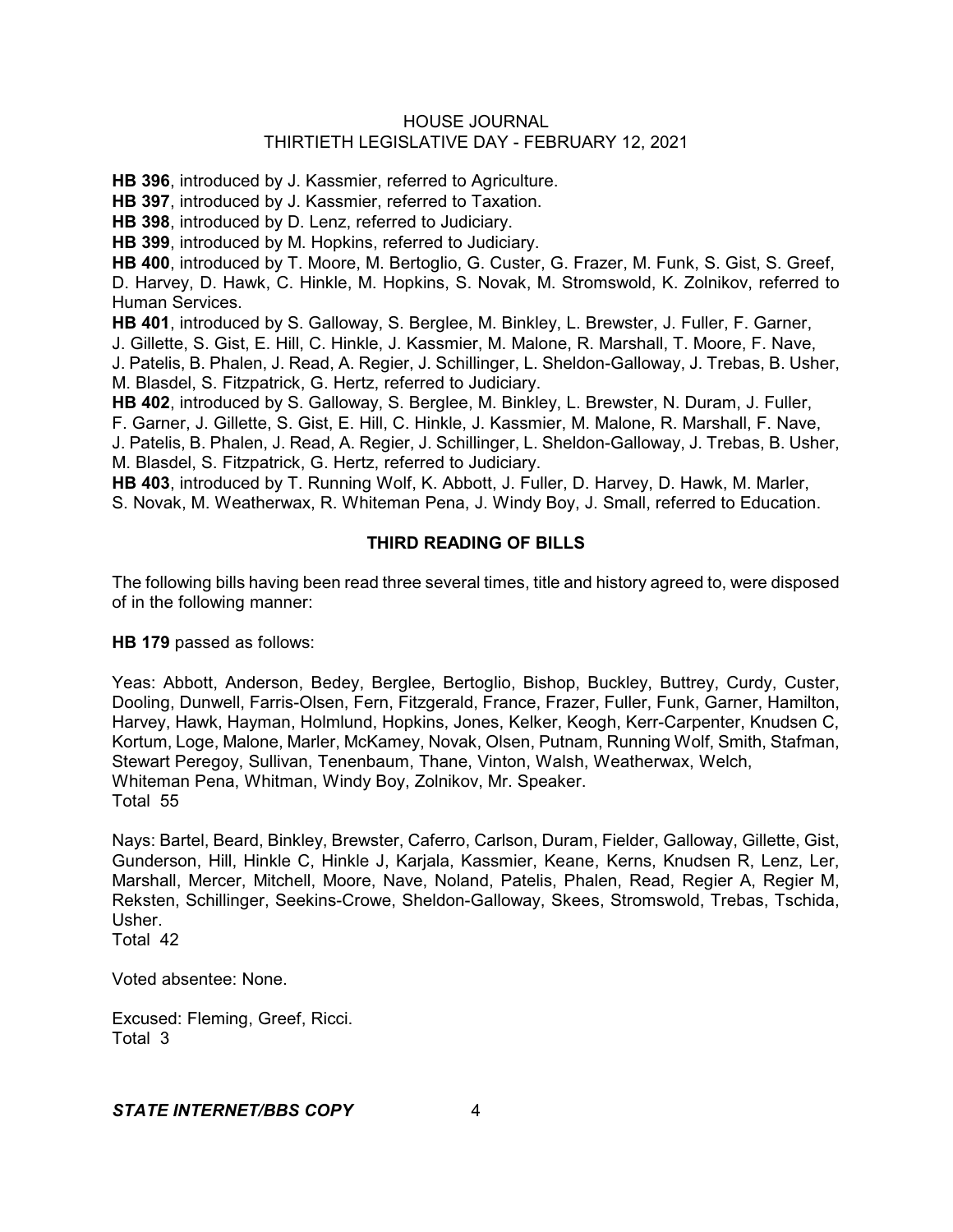**HB 396**, introduced by J. Kassmier, referred to Agriculture.

**HB 397**, introduced by J. Kassmier, referred to Taxation.

**HB 398**, introduced by D. Lenz, referred to Judiciary.

**HB 399**, introduced by M. Hopkins, referred to Judiciary.

**HB 400**, introduced by T. Moore, M. Bertoglio, G. Custer, G. Frazer, M. Funk, S. Gist, S. Greef, D. Harvey, D. Hawk, C. Hinkle, M. Hopkins, S. Novak, M. Stromswold, K. Zolnikov, referred to Human Services.

**HB 401**, introduced by S. Galloway, S. Berglee, M. Binkley, L. Brewster, J. Fuller, F. Garner, J. Gillette, S. Gist, E. Hill, C. Hinkle, J. Kassmier, M. Malone, R. Marshall, T. Moore, F. Nave, J. Patelis, B. Phalen, J. Read, A. Regier, J. Schillinger, L. Sheldon-Galloway, J. Trebas, B. Usher, M. Blasdel, S. Fitzpatrick, G. Hertz, referred to Judiciary.

**HB 402**, introduced by S. Galloway, S. Berglee, M. Binkley, L. Brewster, N. Duram, J. Fuller, F. Garner, J. Gillette, S. Gist, E. Hill, C. Hinkle, J. Kassmier, M. Malone, R. Marshall, F. Nave, J. Patelis, B. Phalen, J. Read, A. Regier, J. Schillinger, L. Sheldon-Galloway, J. Trebas, B. Usher, M. Blasdel, S. Fitzpatrick, G. Hertz, referred to Judiciary.

**HB 403**, introduced by T. Running Wolf, K. Abbott, J. Fuller, D. Harvey, D. Hawk, M. Marler, S. Novak, M. Weatherwax, R. Whiteman Pena, J. Windy Boy, J. Small, referred to Education.

## THIRD READING OF BILLS

The following bills having been read three several times, title and history agreed to, were disposed of in the following manner:

**HB 179** passed as follows:

Yeas: Abbott, Anderson, Bedey, Berglee, Bertoglio, Bishop, Buckley, Buttrey, Curdy, Custer, Dooling, Dunwell, Farris-Olsen, Fern, Fitzgerald, France, Frazer, Fuller, Funk, Garner, Hamilton, Harvey, Hawk, Hayman, Holmlund, Hopkins, Jones, Kelker, Keogh, Kerr-Carpenter, Knudsen C, Kortum, Loge, Malone, Marler, McKamey, Novak, Olsen, Putnam, Running Wolf, Smith, Stafman, Stewart Peregoy, Sullivan, Tenenbaum, Thane, Vinton, Walsh, Weatherwax, Welch, Whiteman Pena, Whitman, Windy Boy, Zolnikov, Mr. Speaker.
Total 55

Nays: Bartel, Beard, Binkley, Brewster, Caferro, Carlson, Duram, Fielder, Galloway, Gillette, Gist, Gunderson, Hill, Hinkle C, Hinkle J, Karjala, Kassmier, Keane, Kerns, Knudsen R, Lenz, Ler, Marshall, Mercer, Mitchell, Moore, Nave, Noland, Patelis, Phalen, Read, Regier A, Regier M, Reksten, Schillinger, Seekins-Crowe, Sheldon-Galloway, Skees, Stromswold, Trebas, Tschida, Usher.
Total 42

Voted absentee: None.

Excused: Fleming, Greef, Ricci.
Total 3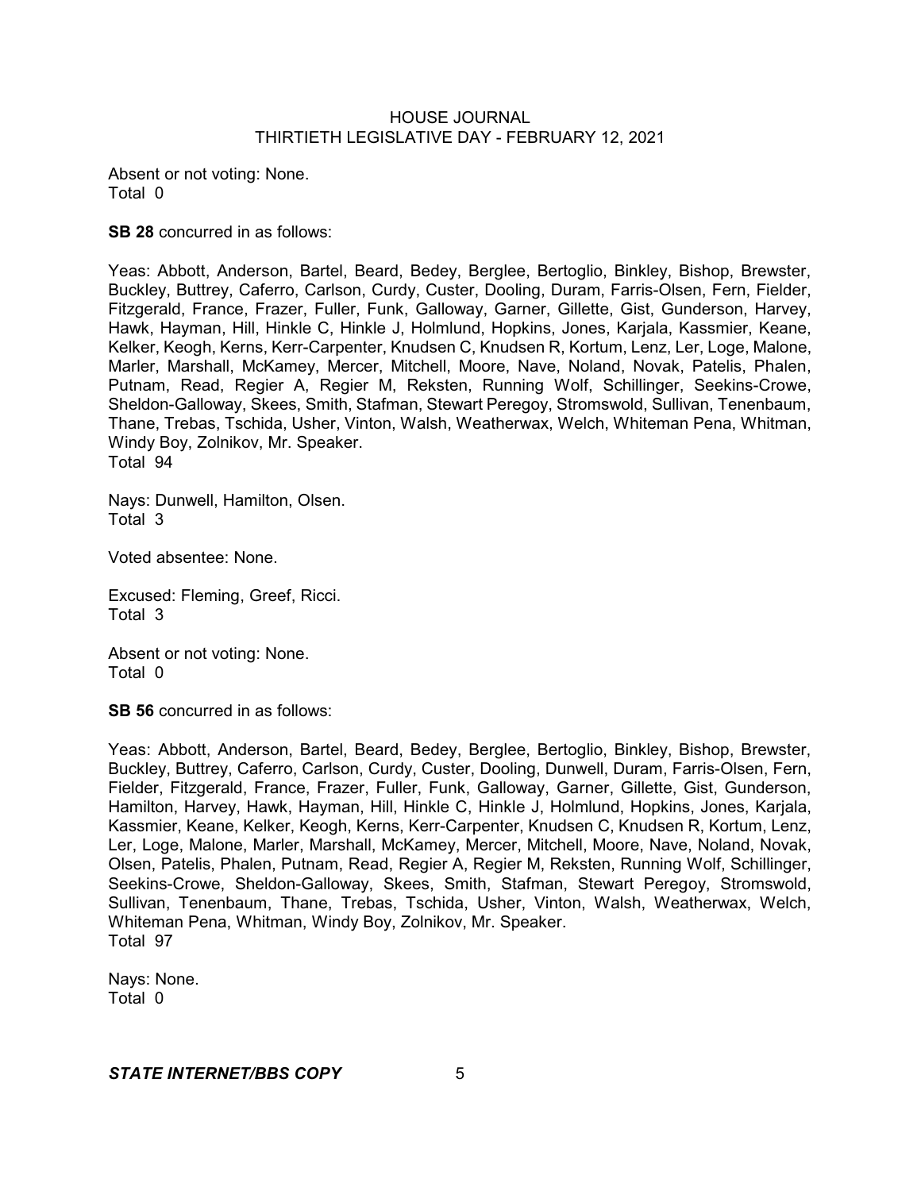Absent or not voting: None.
Total 0

**SB 28** concurred in as follows:

Yeas: Abbott, Anderson, Bartel, Beard, Bedey, Berglee, Bertoglio, Binkley, Bishop, Brewster, Buckley, Buttrey, Caferro, Carlson, Curdy, Custer, Dooling, Duram, Farris-Olsen, Fern, Fielder, Fitzgerald, France, Frazer, Fuller, Funk, Galloway, Garner, Gillette, Gist, Gunderson, Harvey, Hawk, Hayman, Hill, Hinkle C, Hinkle J, Holmlund, Hopkins, Jones, Karjala, Kassmier, Keane, Kelker, Keogh, Kerns, Kerr-Carpenter, Knudsen C, Knudsen R, Kortum, Lenz, Ler, Loge, Malone, Marler, Marshall, McKamey, Mercer, Mitchell, Moore, Nave, Noland, Novak, Patelis, Phalen, Putnam, Read, Regier A, Regier M, Reksten, Running Wolf, Schillinger, Seekins-Crowe, Sheldon-Galloway, Skees, Smith, Stafman, Stewart Peregoy, Stromswold, Sullivan, Tenenbaum, Thane, Trebas, Tschida, Usher, Vinton, Walsh, Weatherwax, Welch, Whiteman Pena, Whitman, Windy Boy, Zolnikov, Mr. Speaker.
Total 94

Nays: Dunwell, Hamilton, Olsen.
Total 3

Voted absentee: None.

Excused: Fleming, Greef, Ricci.
Total 3

Absent or not voting: None.
Total 0

**SB 56** concurred in as follows:

Yeas: Abbott, Anderson, Bartel, Beard, Bedey, Berglee, Bertoglio, Binkley, Bishop, Brewster, Buckley, Buttrey, Caferro, Carlson, Curdy, Custer, Dooling, Dunwell, Duram, Farris-Olsen, Fern, Fielder, Fitzgerald, France, Frazer, Fuller, Funk, Galloway, Garner, Gillette, Gist, Gunderson, Hamilton, Harvey, Hawk, Hayman, Hill, Hinkle C, Hinkle J, Holmlund, Hopkins, Jones, Karjala, Kassmier, Keane, Kelker, Keogh, Kerns, Kerr-Carpenter, Knudsen C, Knudsen R, Kortum, Lenz, Ler, Loge, Malone, Marler, Marshall, McKamey, Mercer, Mitchell, Moore, Nave, Noland, Novak, Olsen, Patelis, Phalen, Putnam, Read, Regier A, Regier M, Reksten, Running Wolf, Schillinger, Seekins-Crowe, Sheldon-Galloway, Skees, Smith, Stafman, Stewart Peregoy, Stromswold, Sullivan, Tenenbaum, Thane, Trebas, Tschida, Usher, Vinton, Walsh, Weatherwax, Welch, Whiteman Pena, Whitman, Windy Boy, Zolnikov, Mr. Speaker.
Total 97

Nays: None.
Total 0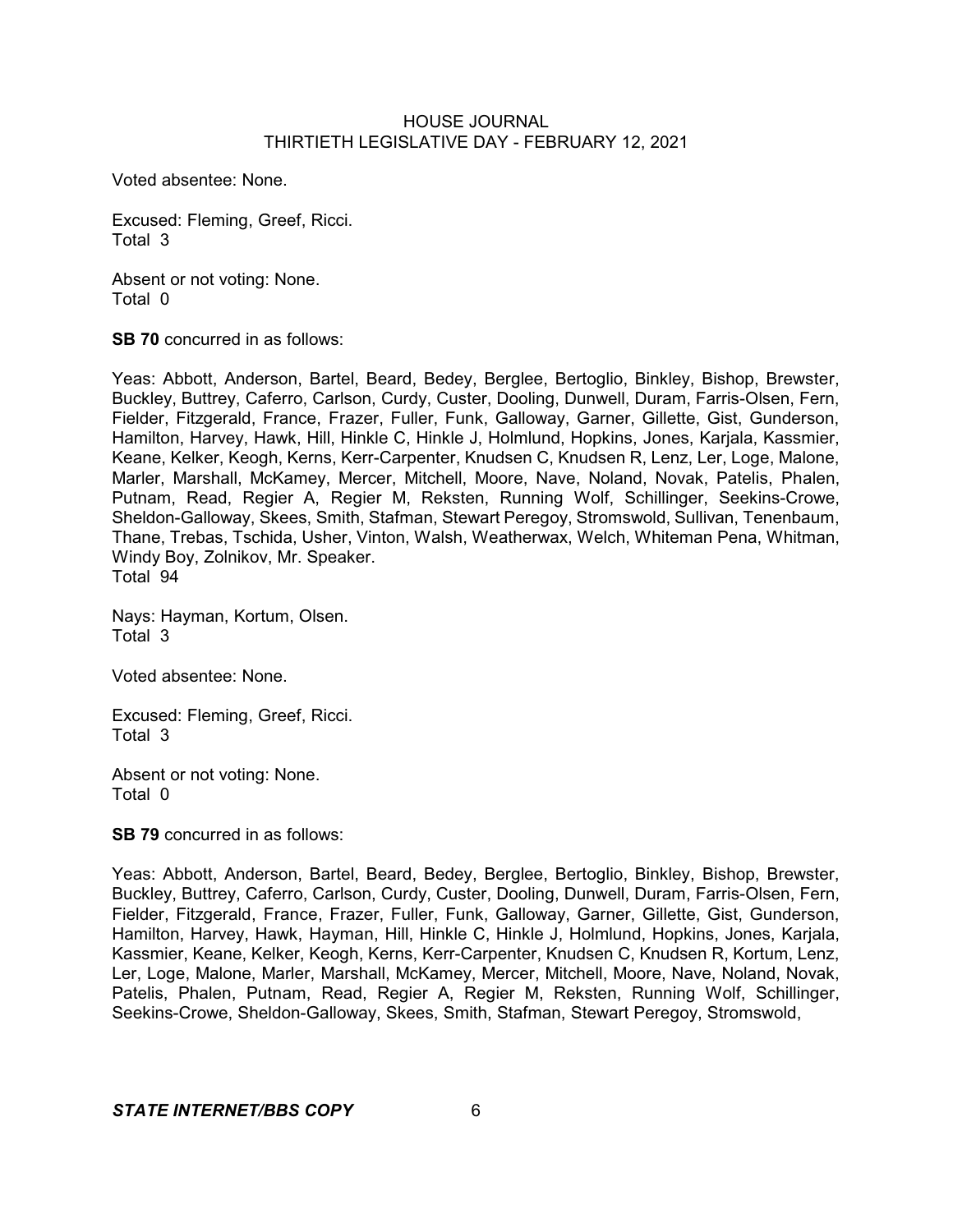Voted absentee: None.

Excused: Fleming, Greef, Ricci.
Total 3

Absent or not voting: None.
Total 0

**SB 70** concurred in as follows:

Yeas: Abbott, Anderson, Bartel, Beard, Bedey, Berglee, Bertoglio, Binkley, Bishop, Brewster, Buckley, Buttrey, Caferro, Carlson, Curdy, Custer, Dooling, Dunwell, Duram, Farris-Olsen, Fern, Fielder, Fitzgerald, France, Frazer, Fuller, Funk, Galloway, Garner, Gillette, Gist, Gunderson, Hamilton, Harvey, Hawk, Hill, Hinkle C, Hinkle J, Holmlund, Hopkins, Jones, Karjala, Kassmier, Keane, Kelker, Keogh, Kerns, Kerr-Carpenter, Knudsen C, Knudsen R, Lenz, Ler, Loge, Malone, Marler, Marshall, McKamey, Mercer, Mitchell, Moore, Nave, Noland, Novak, Patelis, Phalen, Putnam, Read, Regier A, Regier M, Reksten, Running Wolf, Schillinger, Seekins-Crowe, Sheldon-Galloway, Skees, Smith, Stafman, Stewart Peregoy, Stromswold, Sullivan, Tenenbaum, Thane, Trebas, Tschida, Usher, Vinton, Walsh, Weatherwax, Welch, Whiteman Pena, Whitman, Windy Boy, Zolnikov, Mr. Speaker.
Total 94

Nays: Hayman, Kortum, Olsen.
Total 3

Voted absentee: None.

Excused: Fleming, Greef, Ricci.
Total 3

Absent or not voting: None.
Total 0

**SB 79** concurred in as follows:

Yeas: Abbott, Anderson, Bartel, Beard, Bedey, Berglee, Bertoglio, Binkley, Bishop, Brewster, Buckley, Buttrey, Caferro, Carlson, Curdy, Custer, Dooling, Dunwell, Duram, Farris-Olsen, Fern, Fielder, Fitzgerald, France, Frazer, Fuller, Funk, Galloway, Garner, Gillette, Gist, Gunderson, Hamilton, Harvey, Hawk, Hayman, Hill, Hinkle C, Hinkle J, Holmlund, Hopkins, Jones, Karjala, Kassmier, Keane, Kelker, Keogh, Kerns, Kerr-Carpenter, Knudsen C, Knudsen R, Kortum, Lenz, Ler, Loge, Malone, Marler, Marshall, McKamey, Mercer, Mitchell, Moore, Nave, Noland, Novak, Patelis, Phalen, Putnam, Read, Regier A, Regier M, Reksten, Running Wolf, Schillinger, Seekins-Crowe, Sheldon-Galloway, Skees, Smith, Stafman, Stewart Peregoy, Stromswold,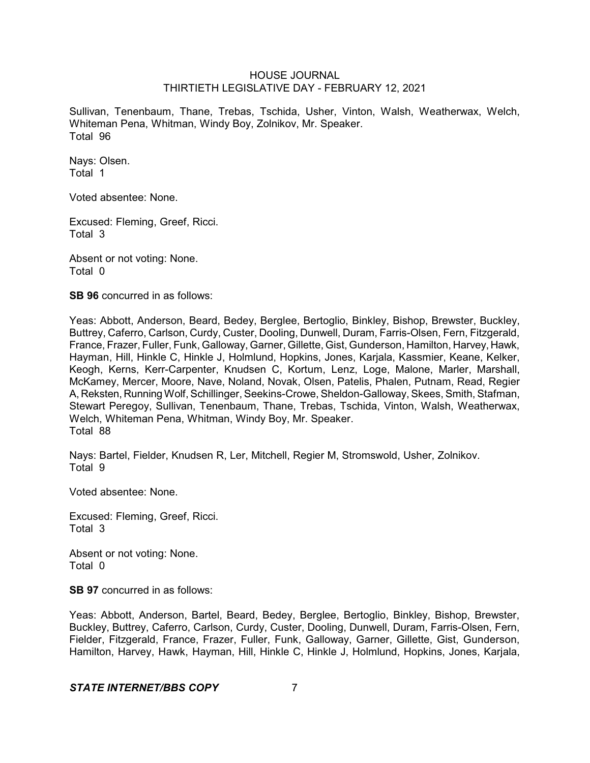Sullivan, Tenenbaum, Thane, Trebas, Tschida, Usher, Vinton, Walsh, Weatherwax, Welch, Whiteman Pena, Whitman, Windy Boy, Zolnikov, Mr. Speaker.
Total 96

Nays: Olsen.
Total 1

Voted absentee: None.

Excused: Fleming, Greef, Ricci.
Total 3

Absent or not voting: None.
Total 0

**SB 96** concurred in as follows:

Yeas: Abbott, Anderson, Beard, Bedey, Berglee, Bertoglio, Binkley, Bishop, Brewster, Buckley, Buttrey, Caferro, Carlson, Curdy, Custer, Dooling, Dunwell, Duram, Farris-Olsen, Fern, Fitzgerald, France, Frazer, Fuller, Funk, Galloway, Garner, Gillette, Gist, Gunderson, Hamilton, Harvey, Hawk, Hayman, Hill, Hinkle C, Hinkle J, Holmlund, Hopkins, Jones, Karjala, Kassmier, Keane, Kelker, Keogh, Kerns, Kerr-Carpenter, Knudsen C, Kortum, Lenz, Loge, Malone, Marler, Marshall, McKamey, Mercer, Moore, Nave, Noland, Novak, Olsen, Patelis, Phalen, Putnam, Read, Regier A, Reksten, Running Wolf, Schillinger, Seekins-Crowe, Sheldon-Galloway, Skees, Smith, Stafman, Stewart Peregoy, Sullivan, Tenenbaum, Thane, Trebas, Tschida, Vinton, Walsh, Weatherwax, Welch, Whiteman Pena, Whitman, Windy Boy, Mr. Speaker.
Total 88

Nays: Bartel, Fielder, Knudsen R, Ler, Mitchell, Regier M, Stromswold, Usher, Zolnikov.
Total 9

Voted absentee: None.

Excused: Fleming, Greef, Ricci.
Total 3

Absent or not voting: None.
Total 0

**SB 97** concurred in as follows:

Yeas: Abbott, Anderson, Bartel, Beard, Bedey, Berglee, Bertoglio, Binkley, Bishop, Brewster, Buckley, Buttrey, Caferro, Carlson, Curdy, Custer, Dooling, Dunwell, Duram, Farris-Olsen, Fern, Fielder, Fitzgerald, France, Frazer, Fuller, Funk, Galloway, Garner, Gillette, Gist, Gunderson, Hamilton, Harvey, Hawk, Hayman, Hill, Hinkle C, Hinkle J, Holmlund, Hopkins, Jones, Karjala,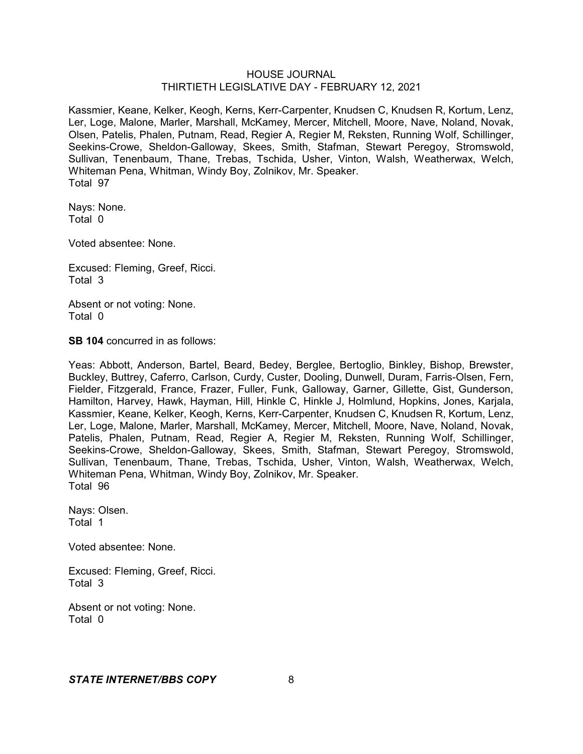Kassmier, Keane, Kelker, Keogh, Kerns, Kerr-Carpenter, Knudsen C, Knudsen R, Kortum, Lenz, Ler, Loge, Malone, Marler, Marshall, McKamey, Mercer, Mitchell, Moore, Nave, Noland, Novak, Olsen, Patelis, Phalen, Putnam, Read, Regier A, Regier M, Reksten, Running Wolf, Schillinger, Seekins-Crowe, Sheldon-Galloway, Skees, Smith, Stafman, Stewart Peregoy, Stromswold, Sullivan, Tenenbaum, Thane, Trebas, Tschida, Usher, Vinton, Walsh, Weatherwax, Welch, Whiteman Pena, Whitman, Windy Boy, Zolnikov, Mr. Speaker.
Total 97

Nays: None.
Total 0

Voted absentee: None.

Excused: Fleming, Greef, Ricci.
Total 3

Absent or not voting: None.
Total 0

**SB 104** concurred in as follows:

Yeas: Abbott, Anderson, Bartel, Beard, Bedey, Berglee, Bertoglio, Binkley, Bishop, Brewster, Buckley, Buttrey, Caferro, Carlson, Curdy, Custer, Dooling, Dunwell, Duram, Farris-Olsen, Fern, Fielder, Fitzgerald, France, Frazer, Fuller, Funk, Galloway, Garner, Gillette, Gist, Gunderson, Hamilton, Harvey, Hawk, Hayman, Hill, Hinkle C, Hinkle J, Holmlund, Hopkins, Jones, Karjala, Kassmier, Keane, Kelker, Keogh, Kerns, Kerr-Carpenter, Knudsen C, Knudsen R, Kortum, Lenz, Ler, Loge, Malone, Marler, Marshall, McKamey, Mercer, Mitchell, Moore, Nave, Noland, Novak, Patelis, Phalen, Putnam, Read, Regier A, Regier M, Reksten, Running Wolf, Schillinger, Seekins-Crowe, Sheldon-Galloway, Skees, Smith, Stafman, Stewart Peregoy, Stromswold, Sullivan, Tenenbaum, Thane, Trebas, Tschida, Usher, Vinton, Walsh, Weatherwax, Welch, Whiteman Pena, Whitman, Windy Boy, Zolnikov, Mr. Speaker.
Total 96

Nays: Olsen.
Total 1

Voted absentee: None.

Excused: Fleming, Greef, Ricci.
Total 3

Absent or not voting: None.
Total 0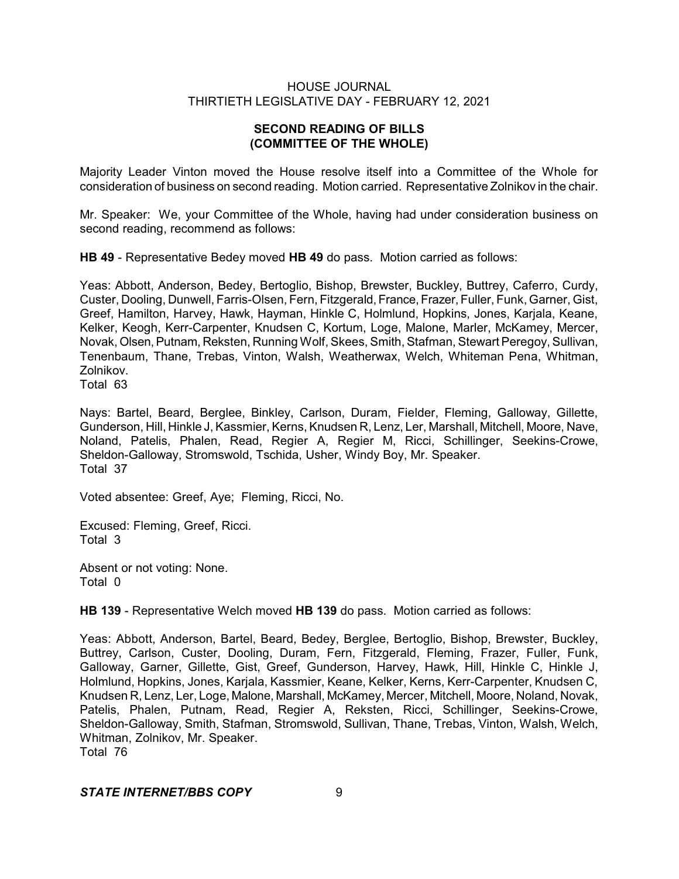## SECOND READING OF BILLS (COMMITTEE OF THE WHOLE)

Majority Leader Vinton moved the House resolve itself into a Committee of the Whole for consideration of business on second reading. Motion carried. Representative Zolnikov in the chair.

Mr. Speaker: We, your Committee of the Whole, having had under consideration business on second reading, recommend as follows:

**HB 49** - Representative Bedey moved **HB 49** do pass. Motion carried as follows:

Yeas: Abbott, Anderson, Bedey, Bertoglio, Bishop, Brewster, Buckley, Buttrey, Caferro, Curdy, Custer, Dooling, Dunwell, Farris-Olsen, Fern, Fitzgerald, France, Frazer, Fuller, Funk, Garner, Gist, Greef, Hamilton, Harvey, Hawk, Hayman, Hinkle C, Holmlund, Hopkins, Jones, Karjala, Keane, Kelker, Keogh, Kerr-Carpenter, Knudsen C, Kortum, Loge, Malone, Marler, McKamey, Mercer, Novak, Olsen, Putnam, Reksten, Running Wolf, Skees, Smith, Stafman, Stewart Peregoy, Sullivan, Tenenbaum, Thane, Trebas, Vinton, Walsh, Weatherwax, Welch, Whiteman Pena, Whitman, Zolnikov.
Total 63

Nays: Bartel, Beard, Berglee, Binkley, Carlson, Duram, Fielder, Fleming, Galloway, Gillette, Gunderson, Hill, Hinkle J, Kassmier, Kerns, Knudsen R, Lenz, Ler, Marshall, Mitchell, Moore, Nave, Noland, Patelis, Phalen, Read, Regier A, Regier M, Ricci, Schillinger, Seekins-Crowe, Sheldon-Galloway, Stromswold, Tschida, Usher, Windy Boy, Mr. Speaker.
Total 37

Voted absentee: Greef, Aye; Fleming, Ricci, No.

Excused: Fleming, Greef, Ricci.
Total 3

Absent or not voting: None.
Total 0

**HB 139** - Representative Welch moved **HB 139** do pass. Motion carried as follows:

Yeas: Abbott, Anderson, Bartel, Beard, Bedey, Berglee, Bertoglio, Bishop, Brewster, Buckley, Buttrey, Carlson, Custer, Dooling, Duram, Fern, Fitzgerald, Fleming, Frazer, Fuller, Funk, Galloway, Garner, Gillette, Gist, Greef, Gunderson, Harvey, Hawk, Hill, Hinkle C, Hinkle J, Holmlund, Hopkins, Jones, Karjala, Kassmier, Keane, Kelker, Kerns, Kerr-Carpenter, Knudsen C, Knudsen R, Lenz, Ler, Loge, Malone, Marshall, McKamey, Mercer, Mitchell, Moore, Noland, Novak, Patelis, Phalen, Putnam, Read, Regier A, Reksten, Ricci, Schillinger, Seekins-Crowe, Sheldon-Galloway, Smith, Stafman, Stromswold, Sullivan, Thane, Trebas, Vinton, Walsh, Welch, Whitman, Zolnikov, Mr. Speaker.
Total 76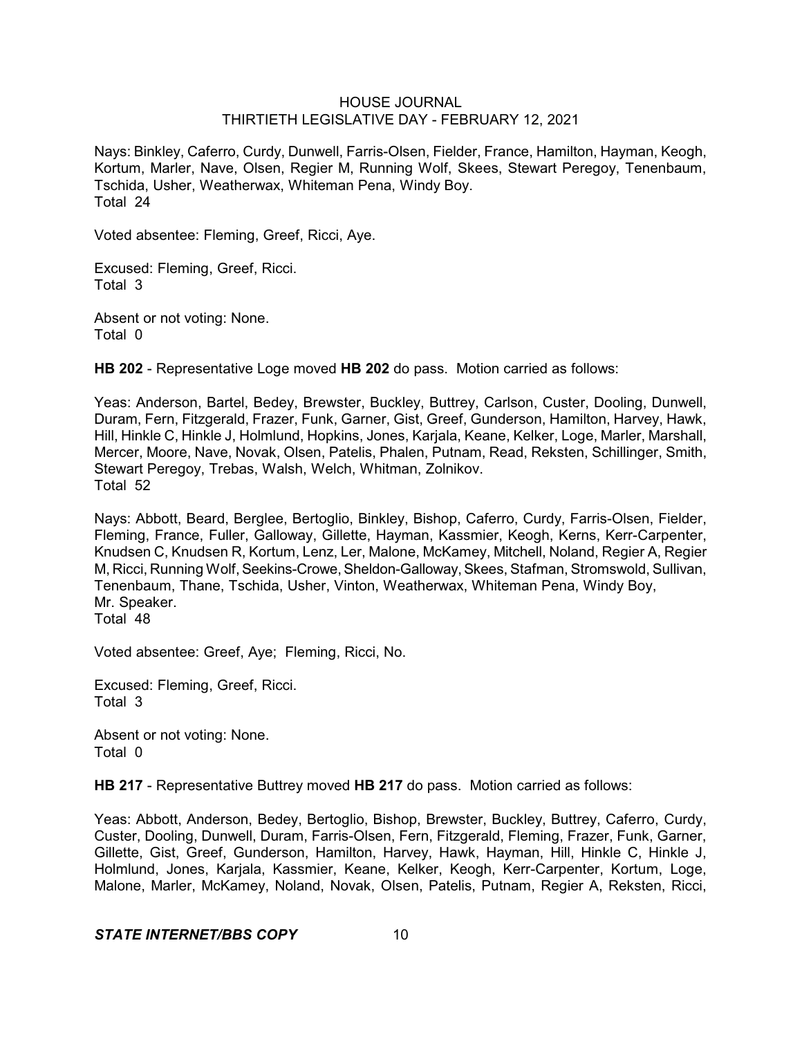Nays: Binkley, Caferro, Curdy, Dunwell, Farris-Olsen, Fielder, France, Hamilton, Hayman, Keogh, Kortum, Marler, Nave, Olsen, Regier M, Running Wolf, Skees, Stewart Peregoy, Tenenbaum, Tschida, Usher, Weatherwax, Whiteman Pena, Windy Boy.
Total 24

Voted absentee: Fleming, Greef, Ricci, Aye.

Excused: Fleming, Greef, Ricci.
Total 3

Absent or not voting: None.
Total 0

**HB 202** - Representative Loge moved **HB 202** do pass. Motion carried as follows:

Yeas: Anderson, Bartel, Bedey, Brewster, Buckley, Buttrey, Carlson, Custer, Dooling, Dunwell, Duram, Fern, Fitzgerald, Frazer, Funk, Garner, Gist, Greef, Gunderson, Hamilton, Harvey, Hawk, Hill, Hinkle C, Hinkle J, Holmlund, Hopkins, Jones, Karjala, Keane, Kelker, Loge, Marler, Marshall, Mercer, Moore, Nave, Novak, Olsen, Patelis, Phalen, Putnam, Read, Reksten, Schillinger, Smith, Stewart Peregoy, Trebas, Walsh, Welch, Whitman, Zolnikov.
Total 52

Nays: Abbott, Beard, Berglee, Bertoglio, Binkley, Bishop, Caferro, Curdy, Farris-Olsen, Fielder, Fleming, France, Fuller, Galloway, Gillette, Hayman, Kassmier, Keogh, Kerns, Kerr-Carpenter, Knudsen C, Knudsen R, Kortum, Lenz, Ler, Malone, McKamey, Mitchell, Noland, Regier A, Regier M, Ricci, Running Wolf, Seekins-Crowe, Sheldon-Galloway, Skees, Stafman, Stromswold, Sullivan, Tenenbaum, Thane, Tschida, Usher, Vinton, Weatherwax, Whiteman Pena, Windy Boy, Mr. Speaker.
Total 48

Voted absentee: Greef, Aye; Fleming, Ricci, No.

Excused: Fleming, Greef, Ricci.
Total 3

Absent or not voting: None.
Total 0

**HB 217** - Representative Buttrey moved **HB 217** do pass. Motion carried as follows:

Yeas: Abbott, Anderson, Bedey, Bertoglio, Bishop, Brewster, Buckley, Buttrey, Caferro, Curdy, Custer, Dooling, Dunwell, Duram, Farris-Olsen, Fern, Fitzgerald, Fleming, Frazer, Funk, Garner, Gillette, Gist, Greef, Gunderson, Hamilton, Harvey, Hawk, Hayman, Hill, Hinkle C, Hinkle J, Holmlund, Jones, Karjala, Kassmier, Keane, Kelker, Keogh, Kerr-Carpenter, Kortum, Loge, Malone, Marler, McKamey, Noland, Novak, Olsen, Patelis, Putnam, Regier A, Reksten, Ricci,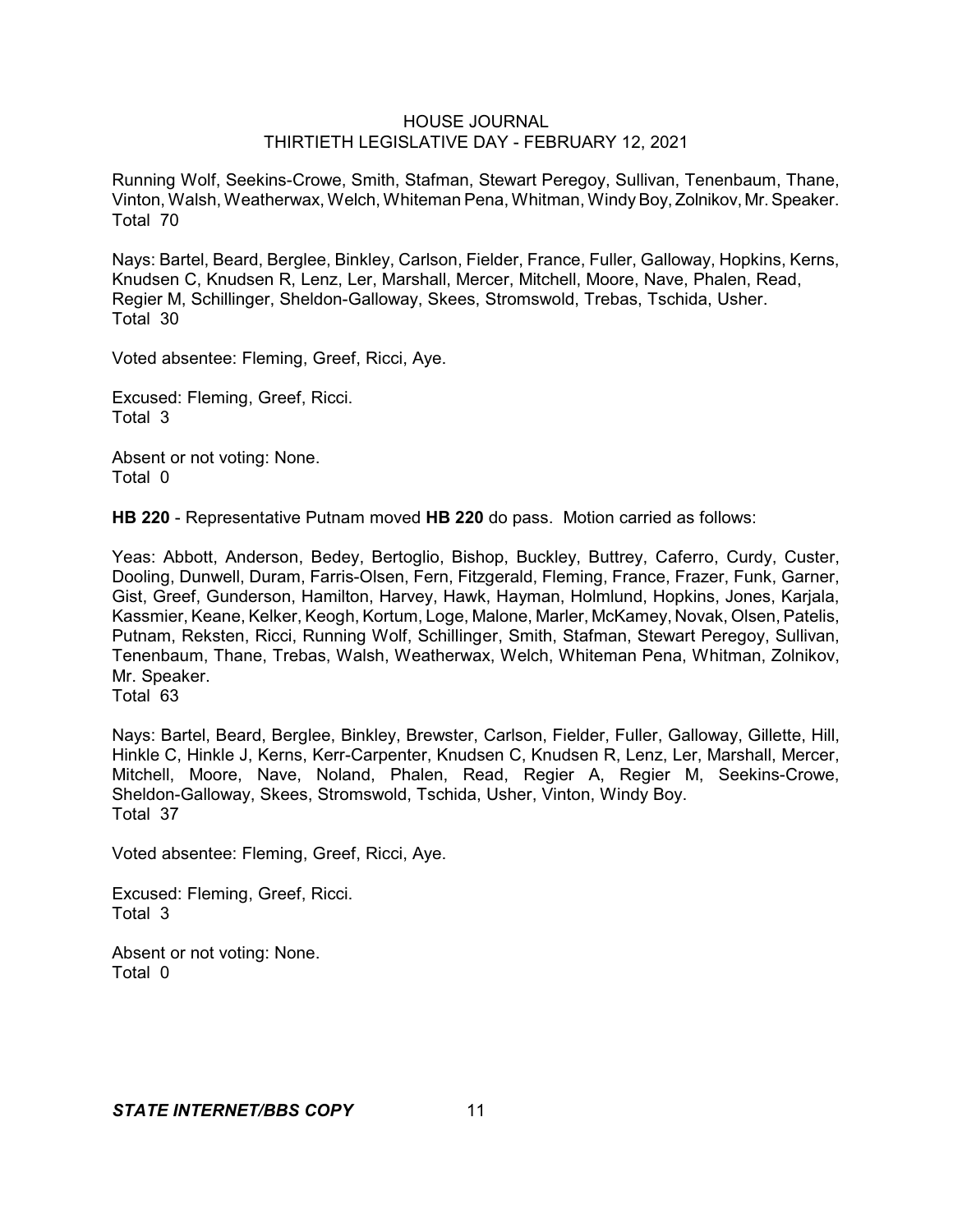Running Wolf, Seekins-Crowe, Smith, Stafman, Stewart Peregoy, Sullivan, Tenenbaum, Thane, Vinton, Walsh, Weatherwax, Welch, Whiteman Pena, Whitman, Windy Boy, Zolnikov, Mr. Speaker.
Total 70

Nays: Bartel, Beard, Berglee, Binkley, Carlson, Fielder, France, Fuller, Galloway, Hopkins, Kerns, Knudsen C, Knudsen R, Lenz, Ler, Marshall, Mercer, Mitchell, Moore, Nave, Phalen, Read, Regier M, Schillinger, Sheldon-Galloway, Skees, Stromswold, Trebas, Tschida, Usher.
Total 30

Voted absentee: Fleming, Greef, Ricci, Aye.

Excused: Fleming, Greef, Ricci.
Total 3

Absent or not voting: None.
Total 0

**HB 220** - Representative Putnam moved **HB 220** do pass. Motion carried as follows:

Yeas: Abbott, Anderson, Bedey, Bertoglio, Bishop, Buckley, Buttrey, Caferro, Curdy, Custer, Dooling, Dunwell, Duram, Farris-Olsen, Fern, Fitzgerald, Fleming, France, Frazer, Funk, Garner, Gist, Greef, Gunderson, Hamilton, Harvey, Hawk, Hayman, Holmlund, Hopkins, Jones, Karjala, Kassmier, Keane, Kelker, Keogh, Kortum, Loge, Malone, Marler, McKamey, Novak, Olsen, Patelis, Putnam, Reksten, Ricci, Running Wolf, Schillinger, Smith, Stafman, Stewart Peregoy, Sullivan, Tenenbaum, Thane, Trebas, Walsh, Weatherwax, Welch, Whiteman Pena, Whitman, Zolnikov, Mr. Speaker.
Total 63

Nays: Bartel, Beard, Berglee, Binkley, Brewster, Carlson, Fielder, Fuller, Galloway, Gillette, Hill, Hinkle C, Hinkle J, Kerns, Kerr-Carpenter, Knudsen C, Knudsen R, Lenz, Ler, Marshall, Mercer, Mitchell, Moore, Nave, Noland, Phalen, Read, Regier A, Regier M, Seekins-Crowe, Sheldon-Galloway, Skees, Stromswold, Tschida, Usher, Vinton, Windy Boy.
Total 37

Voted absentee: Fleming, Greef, Ricci, Aye.

Excused: Fleming, Greef, Ricci.
Total 3

Absent or not voting: None.
Total 0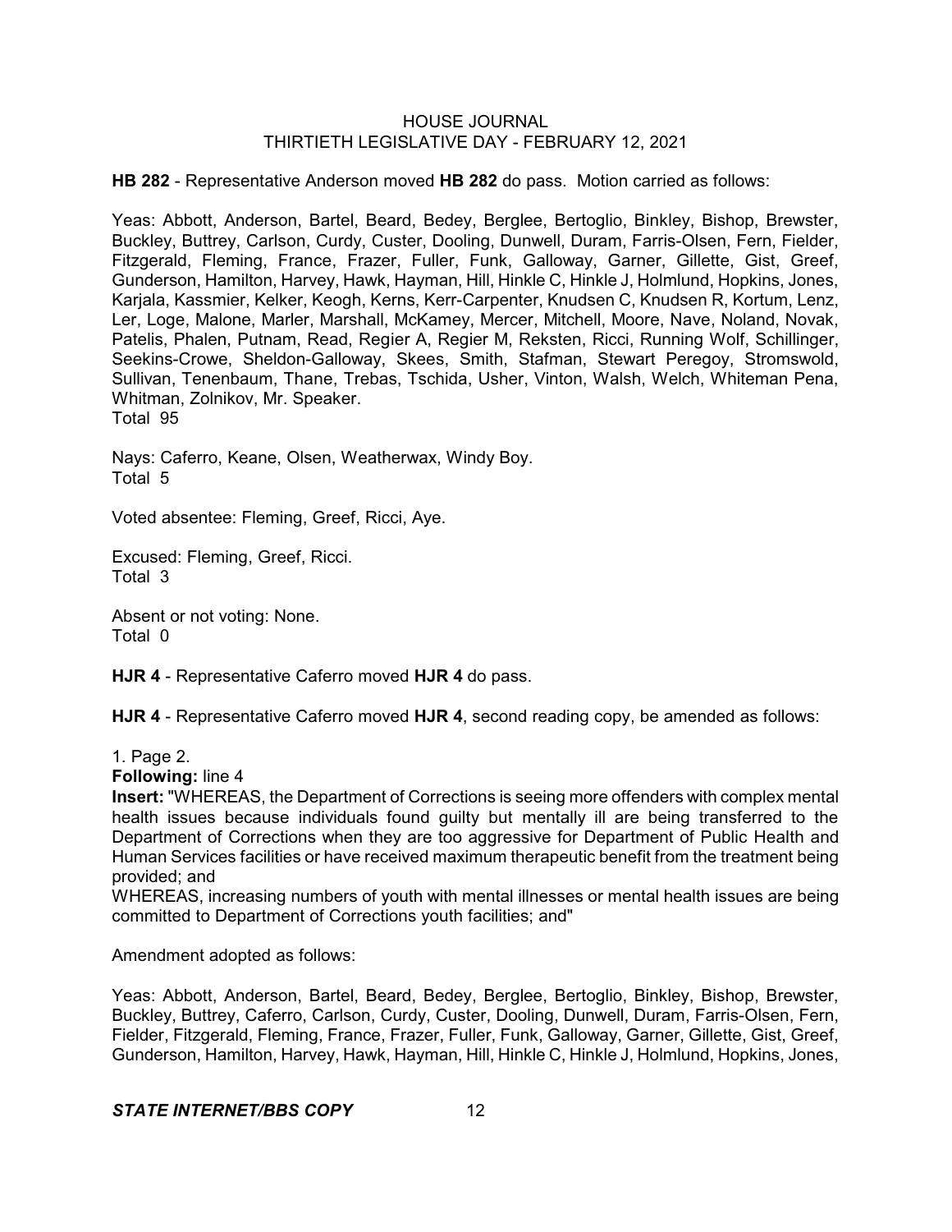**HB 282** - Representative Anderson moved **HB 282** do pass. Motion carried as follows:

Yeas: Abbott, Anderson, Bartel, Beard, Bedey, Berglee, Bertoglio, Binkley, Bishop, Brewster, Buckley, Buttrey, Carlson, Curdy, Custer, Dooling, Dunwell, Duram, Farris-Olsen, Fern, Fielder, Fitzgerald, Fleming, France, Frazer, Fuller, Funk, Galloway, Garner, Gillette, Gist, Greef, Gunderson, Hamilton, Harvey, Hawk, Hayman, Hill, Hinkle C, Hinkle J, Holmlund, Hopkins, Jones, Karjala, Kassmier, Kelker, Keogh, Kerns, Kerr-Carpenter, Knudsen C, Knudsen R, Kortum, Lenz, Ler, Loge, Malone, Marler, Marshall, McKamey, Mercer, Mitchell, Moore, Nave, Noland, Novak, Patelis, Phalen, Putnam, Read, Regier A, Regier M, Reksten, Ricci, Running Wolf, Schillinger, Seekins-Crowe, Sheldon-Galloway, Skees, Smith, Stafman, Stewart Peregoy, Stromswold, Sullivan, Tenenbaum, Thane, Trebas, Tschida, Usher, Vinton, Walsh, Welch, Whiteman Pena, Whitman, Zolnikov, Mr. Speaker.
Total 95

Nays: Caferro, Keane, Olsen, Weatherwax, Windy Boy.
Total 5

Voted absentee: Fleming, Greef, Ricci, Aye.

Excused: Fleming, Greef, Ricci.
Total 3

Absent or not voting: None.
Total 0

**HJR 4** - Representative Caferro moved **HJR 4** do pass.

**HJR 4** - Representative Caferro moved **HJR 4**, second reading copy, be amended as follows:

1. Page 2.
**Following:** line 4
**Insert:** "WHEREAS, the Department of Corrections is seeing more offenders with complex mental health issues because individuals found guilty but mentally ill are being transferred to the Department of Corrections when they are too aggressive for Department of Public Health and Human Services facilities or have received maximum therapeutic benefit from the treatment being provided; and
WHEREAS, increasing numbers of youth with mental illnesses or mental health issues are being committed to Department of Corrections youth facilities; and"

Amendment adopted as follows:

Yeas: Abbott, Anderson, Bartel, Beard, Bedey, Berglee, Bertoglio, Binkley, Bishop, Brewster, Buckley, Buttrey, Caferro, Carlson, Curdy, Custer, Dooling, Dunwell, Duram, Farris-Olsen, Fern, Fielder, Fitzgerald, Fleming, France, Frazer, Fuller, Funk, Galloway, Garner, Gillette, Gist, Greef, Gunderson, Hamilton, Harvey, Hawk, Hayman, Hill, Hinkle C, Hinkle J, Holmlund, Hopkins, Jones,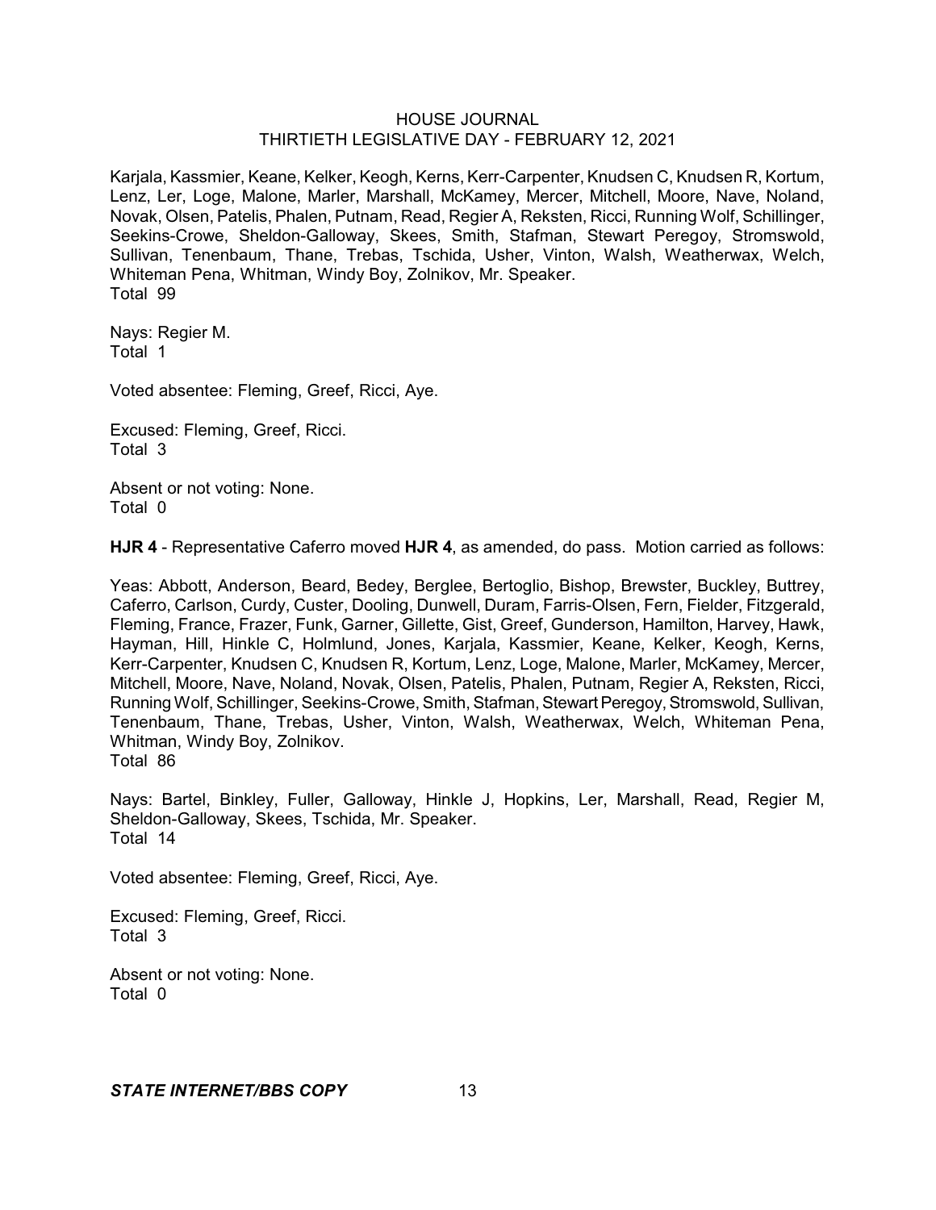Karjala, Kassmier, Keane, Kelker, Keogh, Kerns, Kerr-Carpenter, Knudsen C, Knudsen R, Kortum, Lenz, Ler, Loge, Malone, Marler, Marshall, McKamey, Mercer, Mitchell, Moore, Nave, Noland, Novak, Olsen, Patelis, Phalen, Putnam, Read, Regier A, Reksten, Ricci, Running Wolf, Schillinger, Seekins-Crowe, Sheldon-Galloway, Skees, Smith, Stafman, Stewart Peregoy, Stromswold, Sullivan, Tenenbaum, Thane, Trebas, Tschida, Usher, Vinton, Walsh, Weatherwax, Welch, Whiteman Pena, Whitman, Windy Boy, Zolnikov, Mr. Speaker.
Total 99

Nays: Regier M.
Total 1

Voted absentee: Fleming, Greef, Ricci, Aye.

Excused: Fleming, Greef, Ricci.
Total 3

Absent or not voting: None.
Total 0

**HJR 4** - Representative Caferro moved **HJR 4**, as amended, do pass. Motion carried as follows:

Yeas: Abbott, Anderson, Beard, Bedey, Berglee, Bertoglio, Bishop, Brewster, Buckley, Buttrey, Caferro, Carlson, Curdy, Custer, Dooling, Dunwell, Duram, Farris-Olsen, Fern, Fielder, Fitzgerald, Fleming, France, Frazer, Funk, Garner, Gillette, Gist, Greef, Gunderson, Hamilton, Harvey, Hawk, Hayman, Hill, Hinkle C, Holmlund, Jones, Karjala, Kassmier, Keane, Kelker, Keogh, Kerns, Kerr-Carpenter, Knudsen C, Knudsen R, Kortum, Lenz, Loge, Malone, Marler, McKamey, Mercer, Mitchell, Moore, Nave, Noland, Novak, Olsen, Patelis, Phalen, Putnam, Regier A, Reksten, Ricci, Running Wolf, Schillinger, Seekins-Crowe, Smith, Stafman, Stewart Peregoy, Stromswold, Sullivan, Tenenbaum, Thane, Trebas, Usher, Vinton, Walsh, Weatherwax, Welch, Whiteman Pena, Whitman, Windy Boy, Zolnikov.
Total 86

Nays: Bartel, Binkley, Fuller, Galloway, Hinkle J, Hopkins, Ler, Marshall, Read, Regier M, Sheldon-Galloway, Skees, Tschida, Mr. Speaker.
Total 14

Voted absentee: Fleming, Greef, Ricci, Aye.

Excused: Fleming, Greef, Ricci.
Total 3

Absent or not voting: None.
Total 0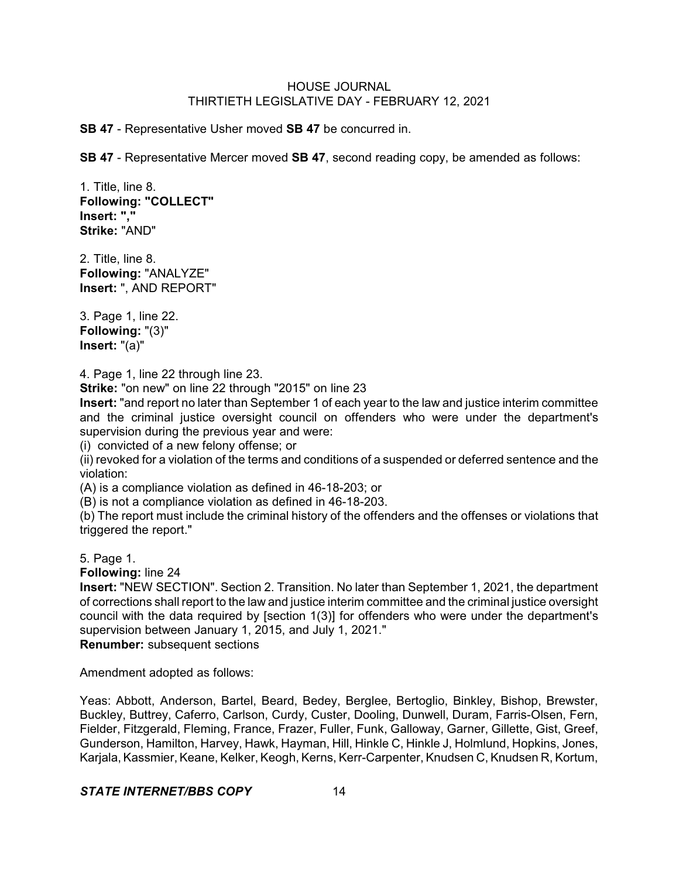**SB 47** - Representative Usher moved **SB 47** be concurred in.

**SB 47** - Representative Mercer moved **SB 47**, second reading copy, be amended as follows:

1. Title, line 8.
**Following: "COLLECT"**
**Insert: ","**
**Strike:** "AND"

2. Title, line 8.
**Following:** "ANALYZE"
**Insert:** ", AND REPORT"

3. Page 1, line 22.
**Following:** "(3)"
**Insert:** "(a)"

4. Page 1, line 22 through line 23.
**Strike:** "on new" on line 22 through "2015" on line 23
**Insert:** "and report no later than September 1 of each year to the law and justice interim committee and the criminal justice oversight council on offenders who were under the department's supervision during the previous year and were:
(i) convicted of a new felony offense; or
(ii) revoked for a violation of the terms and conditions of a suspended or deferred sentence and the violation:
(A) is a compliance violation as defined in 46-18-203; or
(B) is not a compliance violation as defined in 46-18-203.
(b) The report must include the criminal history of the offenders and the offenses or violations that triggered the report."

5. Page 1.
**Following:** line 24
**Insert:** "NEW SECTION". Section 2. Transition. No later than September 1, 2021, the department of corrections shall report to the law and justice interim committee and the criminal justice oversight council with the data required by [section 1(3)] for offenders who were under the department's supervision between January 1, 2015, and July 1, 2021."
**Renumber:** subsequent sections

Amendment adopted as follows:

Yeas: Abbott, Anderson, Bartel, Beard, Bedey, Berglee, Bertoglio, Binkley, Bishop, Brewster, Buckley, Buttrey, Caferro, Carlson, Curdy, Custer, Dooling, Dunwell, Duram, Farris-Olsen, Fern, Fielder, Fitzgerald, Fleming, France, Frazer, Fuller, Funk, Galloway, Garner, Gillette, Gist, Greef, Gunderson, Hamilton, Harvey, Hawk, Hayman, Hill, Hinkle C, Hinkle J, Holmlund, Hopkins, Jones, Karjala, Kassmier, Keane, Kelker, Keogh, Kerns, Kerr-Carpenter, Knudsen C, Knudsen R, Kortum,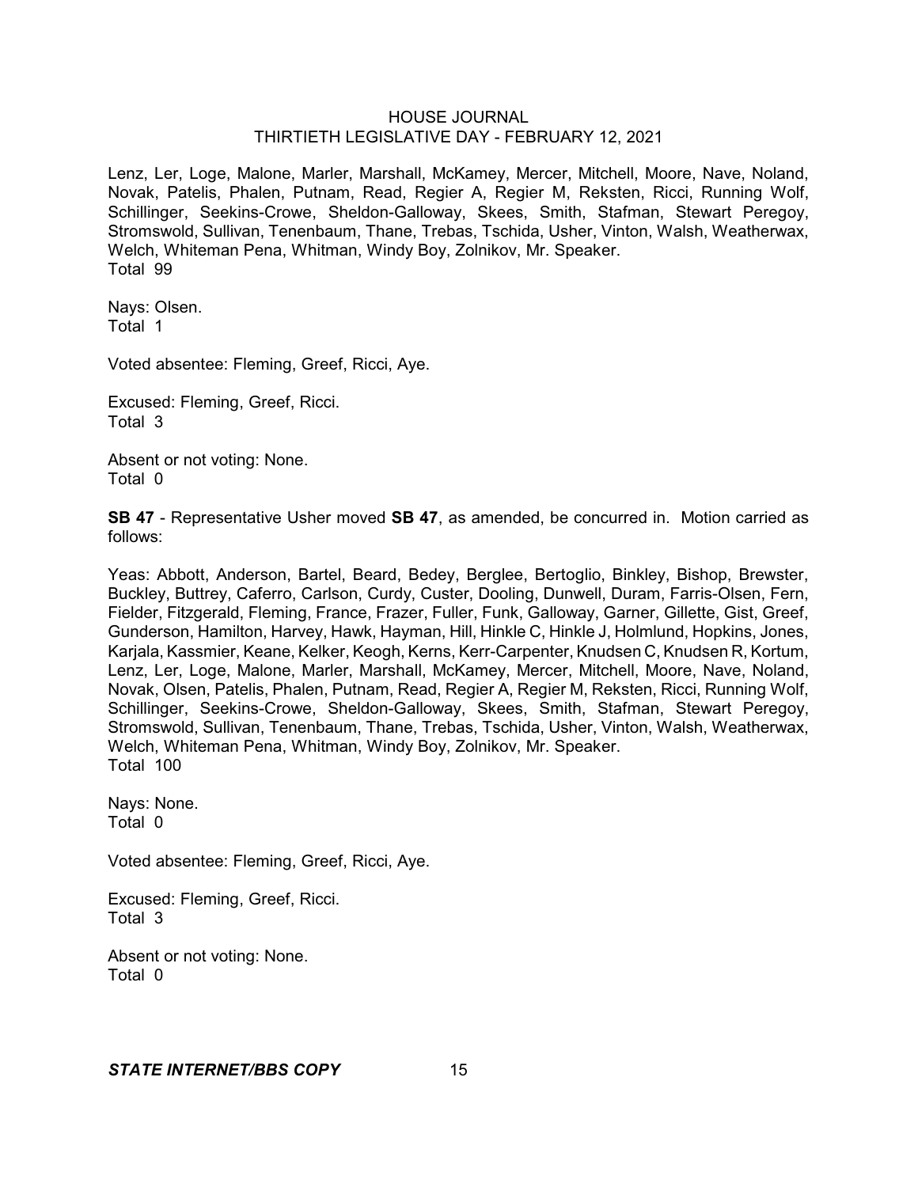Lenz, Ler, Loge, Malone, Marler, Marshall, McKamey, Mercer, Mitchell, Moore, Nave, Noland, Novak, Patelis, Phalen, Putnam, Read, Regier A, Regier M, Reksten, Ricci, Running Wolf, Schillinger, Seekins-Crowe, Sheldon-Galloway, Skees, Smith, Stafman, Stewart Peregoy, Stromswold, Sullivan, Tenenbaum, Thane, Trebas, Tschida, Usher, Vinton, Walsh, Weatherwax, Welch, Whiteman Pena, Whitman, Windy Boy, Zolnikov, Mr. Speaker.
Total 99

Nays: Olsen.
Total 1

Voted absentee: Fleming, Greef, Ricci, Aye.

Excused: Fleming, Greef, Ricci.
Total 3

Absent or not voting: None.
Total 0

**SB 47** - Representative Usher moved **SB 47**, as amended, be concurred in. Motion carried as follows:

Yeas: Abbott, Anderson, Bartel, Beard, Bedey, Berglee, Bertoglio, Binkley, Bishop, Brewster, Buckley, Buttrey, Caferro, Carlson, Curdy, Custer, Dooling, Dunwell, Duram, Farris-Olsen, Fern, Fielder, Fitzgerald, Fleming, France, Frazer, Fuller, Funk, Galloway, Garner, Gillette, Gist, Greef, Gunderson, Hamilton, Harvey, Hawk, Hayman, Hill, Hinkle C, Hinkle J, Holmlund, Hopkins, Jones, Karjala, Kassmier, Keane, Kelker, Keogh, Kerns, Kerr-Carpenter, Knudsen C, Knudsen R, Kortum, Lenz, Ler, Loge, Malone, Marler, Marshall, McKamey, Mercer, Mitchell, Moore, Nave, Noland, Novak, Olsen, Patelis, Phalen, Putnam, Read, Regier A, Regier M, Reksten, Ricci, Running Wolf, Schillinger, Seekins-Crowe, Sheldon-Galloway, Skees, Smith, Stafman, Stewart Peregoy, Stromswold, Sullivan, Tenenbaum, Thane, Trebas, Tschida, Usher, Vinton, Walsh, Weatherwax, Welch, Whiteman Pena, Whitman, Windy Boy, Zolnikov, Mr. Speaker.
Total 100

Nays: None.
Total 0

Voted absentee: Fleming, Greef, Ricci, Aye.

Excused: Fleming, Greef, Ricci.
Total 3

Absent or not voting: None.
Total 0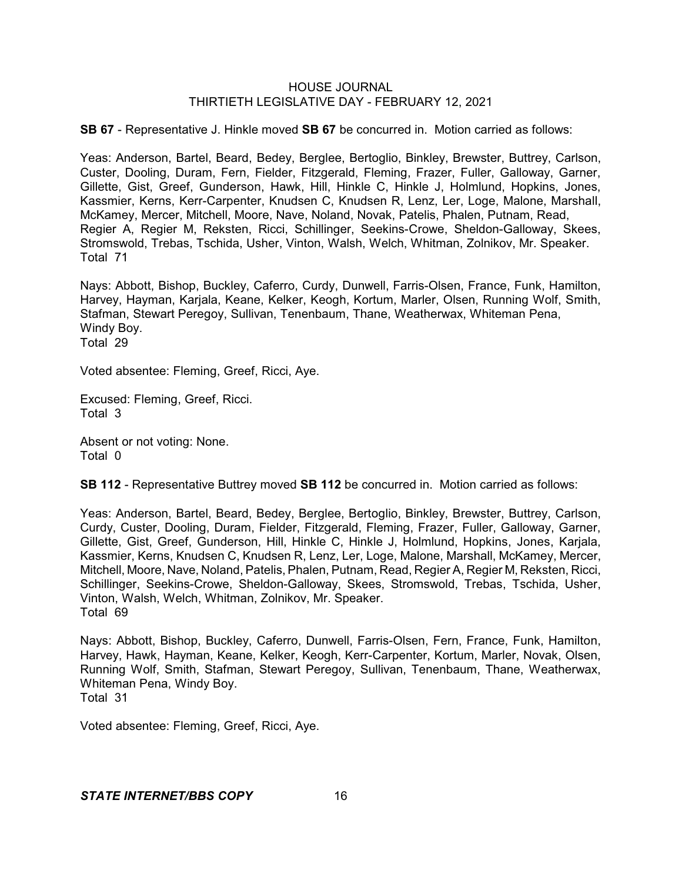**SB 67** - Representative J. Hinkle moved **SB 67** be concurred in. Motion carried as follows:

Yeas: Anderson, Bartel, Beard, Bedey, Berglee, Bertoglio, Binkley, Brewster, Buttrey, Carlson, Custer, Dooling, Duram, Fern, Fielder, Fitzgerald, Fleming, Frazer, Fuller, Galloway, Garner, Gillette, Gist, Greef, Gunderson, Hawk, Hill, Hinkle C, Hinkle J, Holmlund, Hopkins, Jones, Kassmier, Kerns, Kerr-Carpenter, Knudsen C, Knudsen R, Lenz, Ler, Loge, Malone, Marshall, McKamey, Mercer, Mitchell, Moore, Nave, Noland, Novak, Patelis, Phalen, Putnam, Read, Regier A, Regier M, Reksten, Ricci, Schillinger, Seekins-Crowe, Sheldon-Galloway, Skees, Stromswold, Trebas, Tschida, Usher, Vinton, Walsh, Welch, Whitman, Zolnikov, Mr. Speaker.
Total 71

Nays: Abbott, Bishop, Buckley, Caferro, Curdy, Dunwell, Farris-Olsen, France, Funk, Hamilton, Harvey, Hayman, Karjala, Keane, Kelker, Keogh, Kortum, Marler, Olsen, Running Wolf, Smith, Stafman, Stewart Peregoy, Sullivan, Tenenbaum, Thane, Weatherwax, Whiteman Pena, Windy Boy.
Total 29

Voted absentee: Fleming, Greef, Ricci, Aye.

Excused: Fleming, Greef, Ricci.
Total 3

Absent or not voting: None.
Total 0

**SB 112** - Representative Buttrey moved **SB 112** be concurred in. Motion carried as follows:

Yeas: Anderson, Bartel, Beard, Bedey, Berglee, Bertoglio, Binkley, Brewster, Buttrey, Carlson, Curdy, Custer, Dooling, Duram, Fielder, Fitzgerald, Fleming, Frazer, Fuller, Galloway, Garner, Gillette, Gist, Greef, Gunderson, Hill, Hinkle C, Hinkle J, Holmlund, Hopkins, Jones, Karjala, Kassmier, Kerns, Knudsen C, Knudsen R, Lenz, Ler, Loge, Malone, Marshall, McKamey, Mercer, Mitchell, Moore, Nave, Noland, Patelis, Phalen, Putnam, Read, Regier A, Regier M, Reksten, Ricci, Schillinger, Seekins-Crowe, Sheldon-Galloway, Skees, Stromswold, Trebas, Tschida, Usher, Vinton, Walsh, Welch, Whitman, Zolnikov, Mr. Speaker.
Total 69

Nays: Abbott, Bishop, Buckley, Caferro, Dunwell, Farris-Olsen, Fern, France, Funk, Hamilton, Harvey, Hawk, Hayman, Keane, Kelker, Keogh, Kerr-Carpenter, Kortum, Marler, Novak, Olsen, Running Wolf, Smith, Stafman, Stewart Peregoy, Sullivan, Tenenbaum, Thane, Weatherwax, Whiteman Pena, Windy Boy.
Total 31

Voted absentee: Fleming, Greef, Ricci, Aye.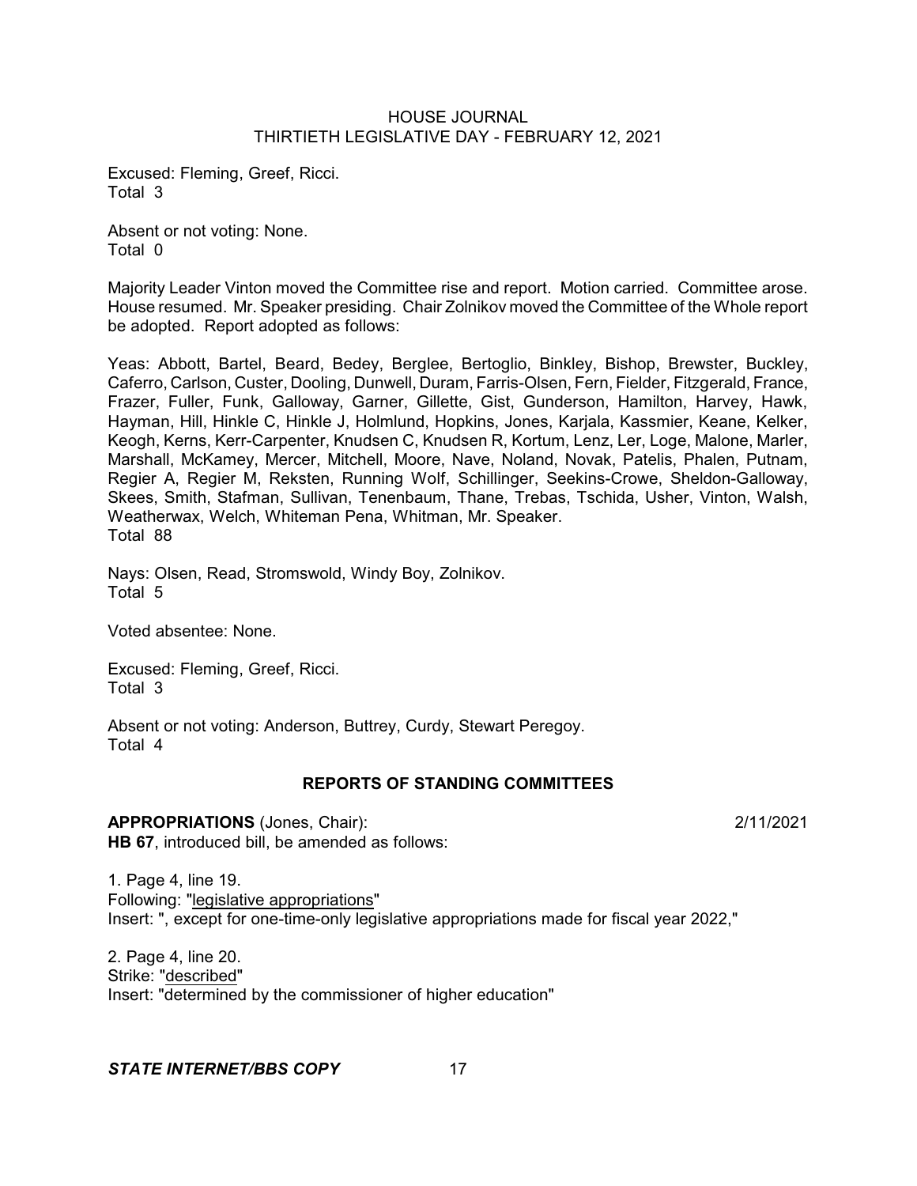Excused: Fleming, Greef, Ricci.
Total 3

Absent or not voting: None.
Total 0

Majority Leader Vinton moved the Committee rise and report. Motion carried. Committee arose. House resumed. Mr. Speaker presiding. Chair Zolnikov moved the Committee of the Whole report be adopted. Report adopted as follows:

Yeas: Abbott, Bartel, Beard, Bedey, Berglee, Bertoglio, Binkley, Bishop, Brewster, Buckley, Caferro, Carlson, Custer, Dooling, Dunwell, Duram, Farris-Olsen, Fern, Fielder, Fitzgerald, France, Frazer, Fuller, Funk, Galloway, Garner, Gillette, Gist, Gunderson, Hamilton, Harvey, Hawk, Hayman, Hill, Hinkle C, Hinkle J, Holmlund, Hopkins, Jones, Karjala, Kassmier, Keane, Kelker, Keogh, Kerns, Kerr-Carpenter, Knudsen C, Knudsen R, Kortum, Lenz, Ler, Loge, Malone, Marler, Marshall, McKamey, Mercer, Mitchell, Moore, Nave, Noland, Novak, Patelis, Phalen, Putnam, Regier A, Regier M, Reksten, Running Wolf, Schillinger, Seekins-Crowe, Sheldon-Galloway, Skees, Smith, Stafman, Sullivan, Tenenbaum, Thane, Trebas, Tschida, Usher, Vinton, Walsh, Weatherwax, Welch, Whiteman Pena, Whitman, Mr. Speaker.
Total 88

Nays: Olsen, Read, Stromswold, Windy Boy, Zolnikov.
Total 5

Voted absentee: None.

Excused: Fleming, Greef, Ricci.
Total 3

Absent or not voting: Anderson, Buttrey, Curdy, Stewart Peregoy.
Total 4

## REPORTS OF STANDING COMMITTEES

**APPROPRIATIONS** (Jones, Chair): 2/11/2021
**HB 67**, introduced bill, be amended as follows:

1. Page 4, line 19.
Following: "legislative appropriations"
Insert: ", except for one-time-only legislative appropriations made for fiscal year 2022,"

2. Page 4, line 20.
Strike: "described"
Insert: "determined by the commissioner of higher education"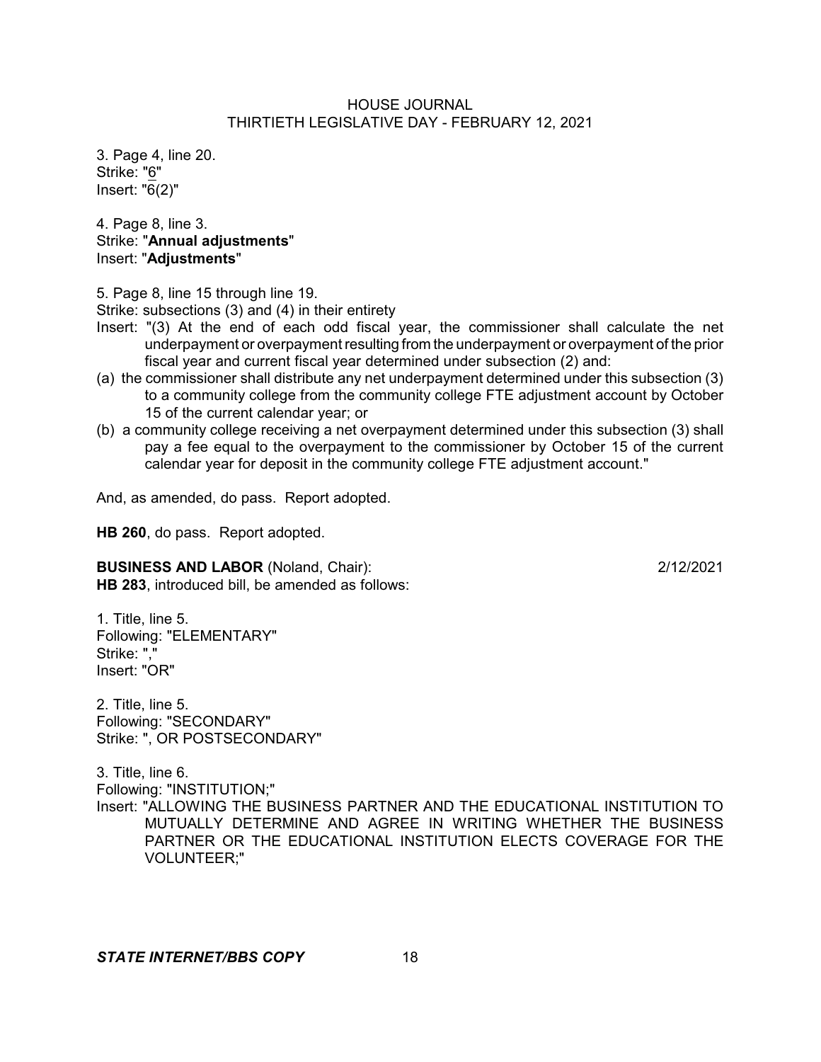3. Page 4, line 20.
Strike: "6"
Insert: "6(2)"

4. Page 8, line 3.
Strike: "**Annual adjustments**"
Insert: "**Adjustments**"

5. Page 8, line 15 through line 19.
Strike: subsections (3) and (4) in their entirety
Insert: "(3) At the end of each odd fiscal year, the commissioner shall calculate the net underpayment or overpayment resulting from the underpayment or overpayment of the prior fiscal year and current fiscal year determined under subsection (2) and:
(a) the commissioner shall distribute any net underpayment determined under this subsection (3) to a community college from the community college FTE adjustment account by October 15 of the current calendar year; or
(b) a community college receiving a net overpayment determined under this subsection (3) shall pay a fee equal to the overpayment to the commissioner by October 15 of the current calendar year for deposit in the community college FTE adjustment account."

And, as amended, do pass. Report adopted.

**HB 260**, do pass. Report adopted.

**BUSINESS AND LABOR** (Noland, Chair): 2/12/2021
**HB 283**, introduced bill, be amended as follows:

1. Title, line 5.
Following: "ELEMENTARY"
Strike: ","
Insert: "OR"

2. Title, line 5.
Following: "SECONDARY"
Strike: ", OR POSTSECONDARY"

3. Title, line 6.
Following: "INSTITUTION;"
Insert: "ALLOWING THE BUSINESS PARTNER AND THE EDUCATIONAL INSTITUTION TO MUTUALLY DETERMINE AND AGREE IN WRITING WHETHER THE BUSINESS PARTNER OR THE EDUCATIONAL INSTITUTION ELECTS COVERAGE FOR THE VOLUNTEER;"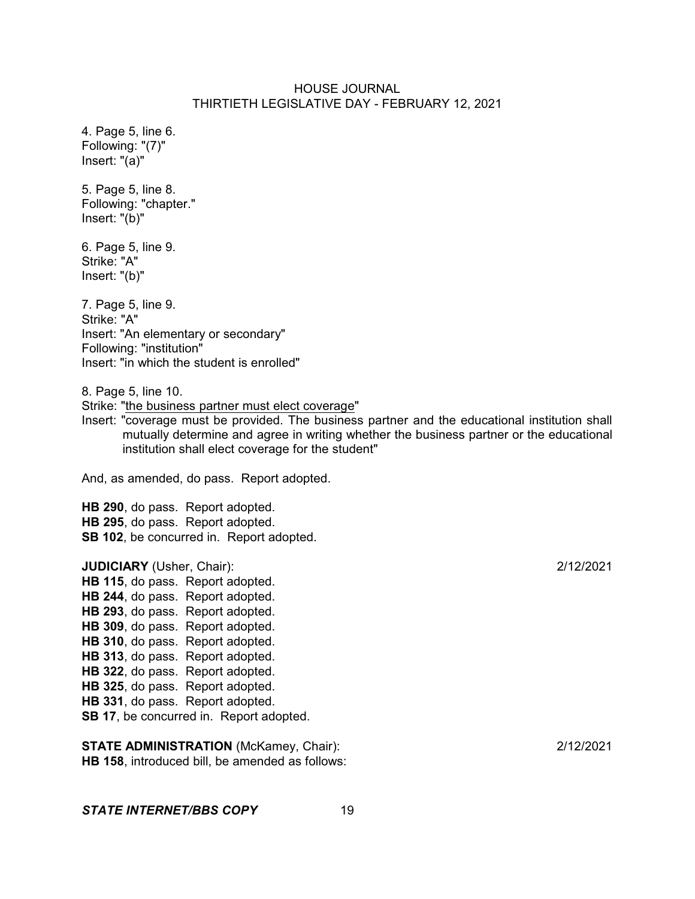4. Page 5, line 6.
Following: "(7)"
Insert: "(a)"

5. Page 5, line 8.
Following: "chapter."
Insert: "(b)"

6. Page 5, line 9.
Strike: "A"
Insert: "(b)"

7. Page 5, line 9.
Strike: "A"
Insert: "An elementary or secondary"
Following: "institution"
Insert: "in which the student is enrolled"

8. Page 5, line 10.
Strike: "<u>the business partner must elect coverage</u>"
Insert: "coverage must be provided. The business partner and the educational institution shall mutually determine and agree in writing whether the business partner or the educational institution shall elect coverage for the student"

And, as amended, do pass. Report adopted.

**HB 290**, do pass. Report adopted.
**HB 295**, do pass. Report adopted.
**SB 102**, be concurred in. Report adopted.

**JUDICIARY** (Usher, Chair): 2/12/2021
**HB 115**, do pass. Report adopted.
**HB 244**, do pass. Report adopted.
**HB 293**, do pass. Report adopted.
**HB 309**, do pass. Report adopted.
**HB 310**, do pass. Report adopted.
**HB 313**, do pass. Report adopted.
**HB 322**, do pass. Report adopted.
**HB 325**, do pass. Report adopted.
**HB 331**, do pass. Report adopted.
**SB 17**, be concurred in. Report adopted.

**STATE ADMINISTRATION** (McKamey, Chair): 2/12/2021
**HB 158**, introduced bill, be amended as follows: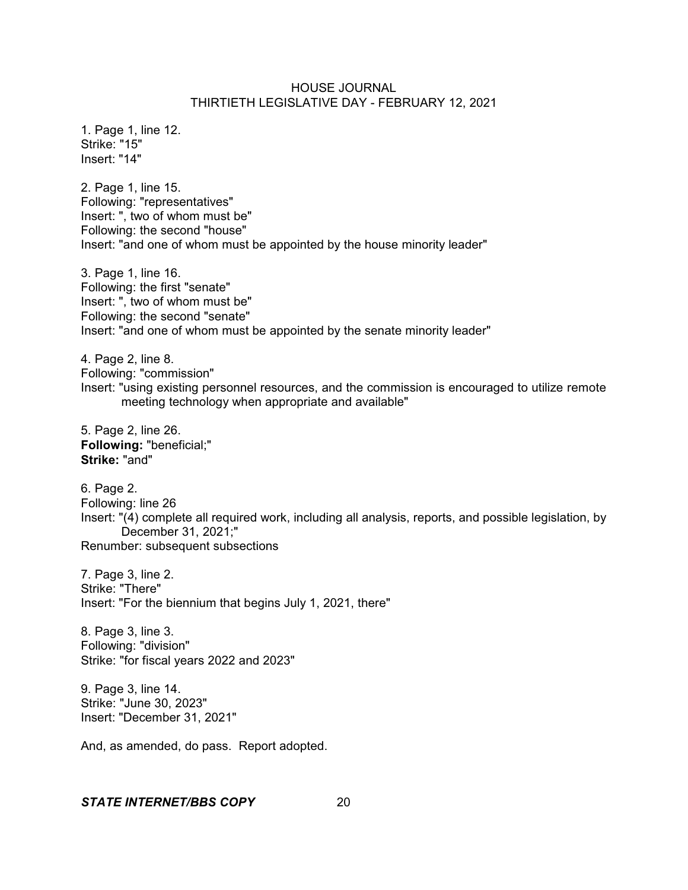1. Page 1, line 12.
Strike: "15"
Insert: "14"

2. Page 1, line 15.
Following: "representatives"
Insert: ", two of whom must be"
Following: the second "house"
Insert: "and one of whom must be appointed by the house minority leader"

3. Page 1, line 16.
Following: the first "senate"
Insert: ", two of whom must be"
Following: the second "senate"
Insert: "and one of whom must be appointed by the senate minority leader"

4. Page 2, line 8.
Following: "commission"
Insert: "using existing personnel resources, and the commission is encouraged to utilize remote meeting technology when appropriate and available"

5. Page 2, line 26.
**Following:** "beneficial;"
**Strike:** "and"

6. Page 2.
Following: line 26
Insert: "(4) complete all required work, including all analysis, reports, and possible legislation, by December 31, 2021;"
Renumber: subsequent subsections

7. Page 3, line 2.
Strike: "There"
Insert: "For the biennium that begins July 1, 2021, there"

8. Page 3, line 3.
Following: "division"
Strike: "for fiscal years 2022 and 2023"

9. Page 3, line 14.
Strike: "June 30, 2023"
Insert: "December 31, 2021"

And, as amended, do pass. Report adopted.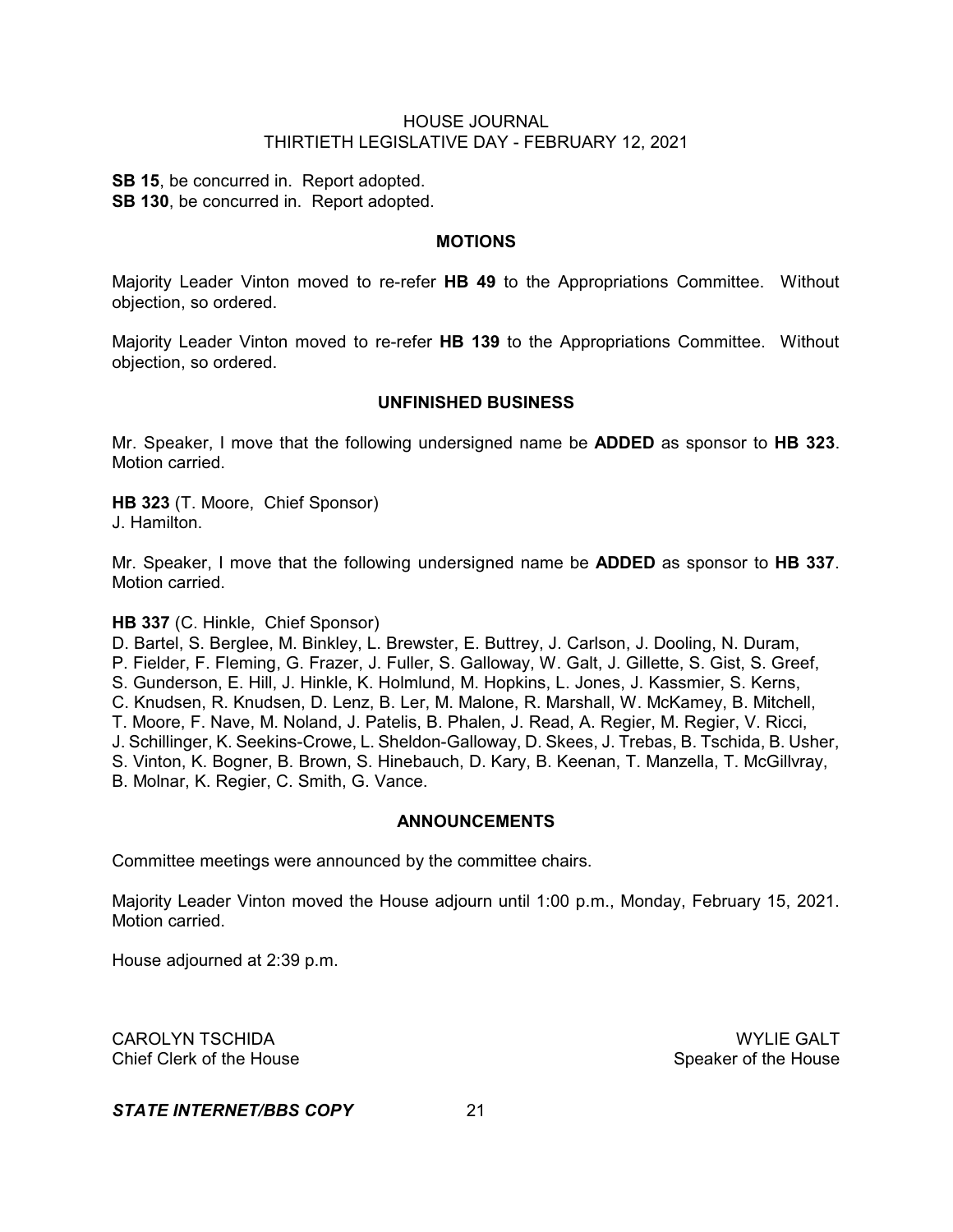SB 15, be concurred in. Report adopted.
SB 130, be concurred in. Report adopted.

## MOTIONS

Majority Leader Vinton moved to re-refer **HB 49** to the Appropriations Committee. Without objection, so ordered.

Majority Leader Vinton moved to re-refer **HB 139** to the Appropriations Committee. Without objection, so ordered.

## UNFINISHED BUSINESS

Mr. Speaker, I move that the following undersigned name be **ADDED** as sponsor to **HB 323**. Motion carried.

**HB 323** (T. Moore, Chief Sponsor)
J. Hamilton.

Mr. Speaker, I move that the following undersigned name be **ADDED** as sponsor to **HB 337**. Motion carried.

**HB 337** (C. Hinkle, Chief Sponsor)
D. Bartel, S. Berglee, M. Binkley, L. Brewster, E. Buttrey, J. Carlson, J. Dooling, N. Duram, P. Fielder, F. Fleming, G. Frazer, J. Fuller, S. Galloway, W. Galt, J. Gillette, S. Gist, S. Greef, S. Gunderson, E. Hill, J. Hinkle, K. Holmlund, M. Hopkins, L. Jones, J. Kassmier, S. Kerns, C. Knudsen, R. Knudsen, D. Lenz, B. Ler, M. Malone, R. Marshall, W. McKamey, B. Mitchell, T. Moore, F. Nave, M. Noland, J. Patelis, B. Phalen, J. Read, A. Regier, M. Regier, V. Ricci, J. Schillinger, K. Seekins-Crowe, L. Sheldon-Galloway, D. Skees, J. Trebas, B. Tschida, B. Usher, S. Vinton, K. Bogner, B. Brown, S. Hinebauch, D. Kary, B. Keenan, T. Manzella, T. McGillvray, B. Molnar, K. Regier, C. Smith, G. Vance.

## ANNOUNCEMENTS

Committee meetings were announced by the committee chairs.

Majority Leader Vinton moved the House adjourn until 1:00 p.m., Monday, February 15, 2021. Motion carried.

House adjourned at 2:39 p.m.

CAROLYN TSCHIDA
Chief Clerk of the House

WYLIE GALT
Speaker of the House